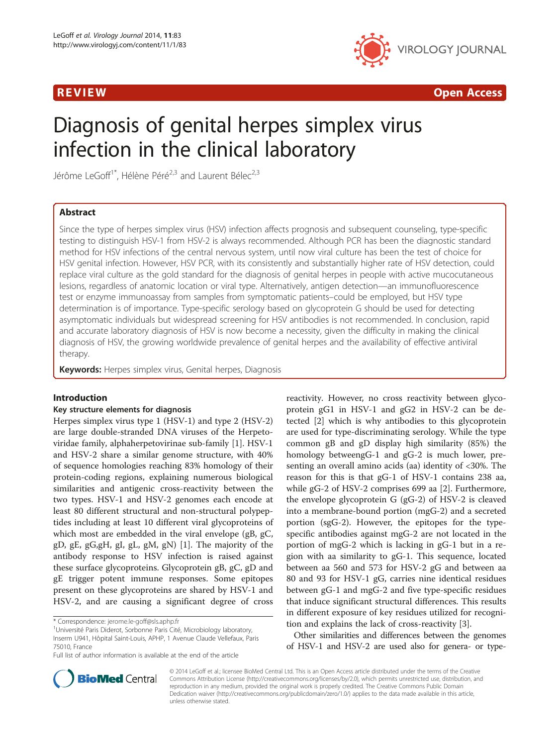REVIEW Open Access

# Diagnosis of genital herpes simplex virus infection in the clinical laboratory

Jérôme LeGoff[1*], Hélène Péré[2,3] and Laurent Bélec[2,3]

## Abstract

Since the type of herpes simplex virus (HSV) infection affects prognosis and subsequent counseling, type-specific testing to distinguish HSV-1 from HSV-2 is always recommended. Although PCR has been the diagnostic standard method for HSV infections of the central nervous system, until now viral culture has been the test of choice for HSV genital infection. However, HSV PCR, with its consistently and substantially higher rate of HSV detection, could replace viral culture as the gold standard for the diagnosis of genital herpes in people with active mucocutaneous lesions, regardless of anatomic location or viral type. Alternatively, antigen detection—an immunofluorescence test or enzyme immunoassay from samples from symptomatic patients–could be employed, but HSV type determination is of importance. Type-specific serology based on glycoprotein G should be used for detecting asymptomatic individuals but widespread screening for HSV antibodies is not recommended. In conclusion, rapid and accurate laboratory diagnosis of HSV is now become a necessity, given the difficulty in making the clinical diagnosis of HSV, the growing worldwide prevalence of genital herpes and the availability of effective antiviral therapy.

**Keywords:** Herpes simplex virus, Genital herpes, Diagnosis

## Introduction

### Key structure elements for diagnosis

Herpes simplex virus type 1 (HSV-1) and type 2 (HSV-2) are large double-stranded DNA viruses of the Herpetoviridae family, alphaherpetovirinae sub-family [1]. HSV-1 and HSV-2 share a similar genome structure, with 40% of sequence homologies reaching 83% homology of their protein-coding regions, explaining numerous biological similarities and antigenic cross-reactivity between the two types. HSV-1 and HSV-2 genomes each encode at least 80 different structural and non-structural polypeptides including at least 10 different viral glycoproteins of which most are embedded in the viral envelope (gB, gC, gD, gE, gG,gH, gI, gL, gM, gN) [1]. The majority of the antibody response to HSV infection is raised against these surface glycoproteins. Glycoprotein gB, gC, gD and gE trigger potent immune responses. Some epitopes present on these glycoproteins are shared by HSV-1 and HSV-2, and are causing a significant degree of cross reactivity. However, no cross reactivity between glycoprotein gG1 in HSV-1 and gG2 in HSV-2 can be detected [2] which is why antibodies to this glycoprotein are used for type-discriminating serology. While the type common gB and gD display high similarity (85%) the homology betweengG-1 and gG-2 is much lower, presenting an overall amino acids (aa) identity of <30%. The reason for this is that gG-1 of HSV-1 contains 238 aa, while gG-2 of HSV-2 comprises 699 aa [2]. Furthermore, the envelope glycoprotein G (gG-2) of HSV-2 is cleaved into a membrane-bound portion (mgG-2) and a secreted portion (sgG-2). However, the epitopes for the type-specific antibodies against mgG-2 are not located in the portion of mgG-2 which is lacking in gG-1 but in a region with aa similarity to gG-1. This sequence, located between aa 560 and 573 for HSV-2 gG and between aa 80 and 93 for HSV-1 gG, carries nine identical residues between gG-1 and mgG-2 and five type-specific residues that induce significant structural differences. This results in different exposure of key residues utilized for recognition and explains the lack of cross-reactivity [3].

Other similarities and differences between the genomes of HSV-1 and HSV-2 are used also for genera- or type-

\* Correspondence: jerome.le-goff@sls.aphp.fr
[1]Université Paris Diderot, Sorbonne Paris Cité, Microbiology laboratory, Inserm U941, Hôpital Saint-Louis, APHP, 1 Avenue Claude Vellefaux, Paris 75010, France
Full list of author information is available at the end of the article

© 2014 LeGoff et al.; licensee BioMed Central Ltd. This is an Open Access article distributed under the terms of the Creative Commons Attribution License (http://creativecommons.org/licenses/by/2.0), which permits unrestricted use, distribution, and reproduction in any medium, provided the original work is properly credited. The Creative Commons Public Domain Dedication waiver (http://creativecommons.org/publicdomain/zero/1.0/) applies to the data made available in this article, unless otherwise stated.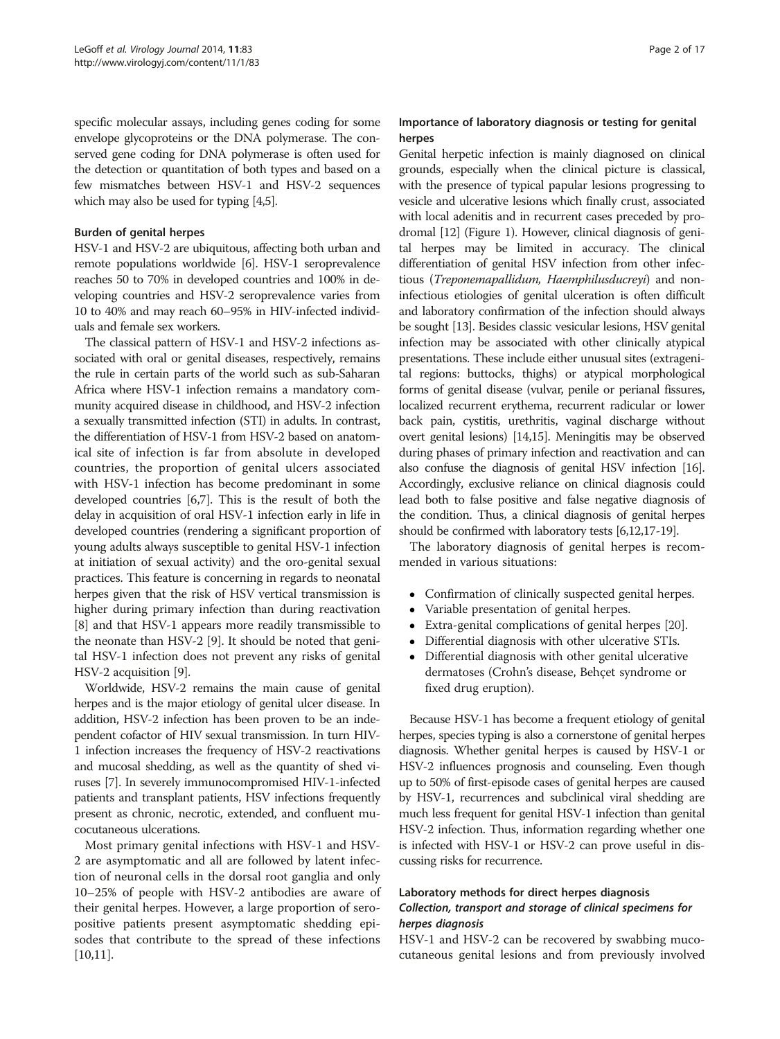specific molecular assays, including genes coding for some envelope glycoproteins or the DNA polymerase. The conserved gene coding for DNA polymerase is often used for the detection or quantitation of both types and based on a few mismatches between HSV-1 and HSV-2 sequences which may also be used for typing [4,5].

### Burden of genital herpes

HSV-1 and HSV-2 are ubiquitous, affecting both urban and remote populations worldwide [6]. HSV-1 seroprevalence reaches 50 to 70% in developed countries and 100% in developing countries and HSV-2 seroprevalence varies from 10 to 40% and may reach 60–95% in HIV-infected individuals and female sex workers.

The classical pattern of HSV-1 and HSV-2 infections associated with oral or genital diseases, respectively, remains the rule in certain parts of the world such as sub-Saharan Africa where HSV-1 infection remains a mandatory community acquired disease in childhood, and HSV-2 infection a sexually transmitted infection (STI) in adults. In contrast, the differentiation of HSV-1 from HSV-2 based on anatomical site of infection is far from absolute in developed countries, the proportion of genital ulcers associated with HSV-1 infection has become predominant in some developed countries [6,7]. This is the result of both the delay in acquisition of oral HSV-1 infection early in life in developed countries (rendering a significant proportion of young adults always susceptible to genital HSV-1 infection at initiation of sexual activity) and the oro-genital sexual practices. This feature is concerning in regards to neonatal herpes given that the risk of HSV vertical transmission is higher during primary infection than during reactivation [8] and that HSV-1 appears more readily transmissible to the neonate than HSV-2 [9]. It should be noted that genital HSV-1 infection does not prevent any risks of genital HSV-2 acquisition [9].

Worldwide, HSV-2 remains the main cause of genital herpes and is the major etiology of genital ulcer disease. In addition, HSV-2 infection has been proven to be an independent cofactor of HIV sexual transmission. In turn HIV-1 infection increases the frequency of HSV-2 reactivations and mucosal shedding, as well as the quantity of shed viruses [7]. In severely immunocompromised HIV-1-infected patients and transplant patients, HSV infections frequently present as chronic, necrotic, extended, and confluent mucocutaneous ulcerations.

Most primary genital infections with HSV-1 and HSV-2 are asymptomatic and all are followed by latent infection of neuronal cells in the dorsal root ganglia and only 10–25% of people with HSV-2 antibodies are aware of their genital herpes. However, a large proportion of seropositive patients present asymptomatic shedding episodes that contribute to the spread of these infections [10,11].

### Importance of laboratory diagnosis or testing for genital herpes

Genital herpetic infection is mainly diagnosed on clinical grounds, especially when the clinical picture is classical, with the presence of typical papular lesions progressing to vesicle and ulcerative lesions which finally crust, associated with local adenitis and in recurrent cases preceded by prodromal [12] (Figure 1). However, clinical diagnosis of genital herpes may be limited in accuracy. The clinical differentiation of genital HSV infection from other infectious (*Treponemapallidum, Haemphilusducreyi*) and non-infectious etiologies of genital ulceration is often difficult and laboratory confirmation of the infection should always be sought [13]. Besides classic vesicular lesions, HSV genital infection may be associated with other clinically atypical presentations. These include either unusual sites (extragenital regions: buttocks, thighs) or atypical morphological forms of genital disease (vulvar, penile or perianal fissures, localized recurrent erythema, recurrent radicular or lower back pain, cystitis, urethritis, vaginal discharge without overt genital lesions) [14,15]. Meningitis may be observed during phases of primary infection and reactivation and can also confuse the diagnosis of genital HSV infection [16]. Accordingly, exclusive reliance on clinical diagnosis could lead both to false positive and false negative diagnosis of the condition. Thus, a clinical diagnosis of genital herpes should be confirmed with laboratory tests [6,12,17-19].

The laboratory diagnosis of genital herpes is recommended in various situations:

- Confirmation of clinically suspected genital herpes.
- Variable presentation of genital herpes.
- Extra-genital complications of genital herpes [20].
- Differential diagnosis with other ulcerative STIs.
- Differential diagnosis with other genital ulcerative dermatoses (Crohn's disease, Behçet syndrome or fixed drug eruption).

Because HSV-1 has become a frequent etiology of genital herpes, species typing is also a cornerstone of genital herpes diagnosis. Whether genital herpes is caused by HSV-1 or HSV-2 influences prognosis and counseling. Even though up to 50% of first-episode cases of genital herpes are caused by HSV-1, recurrences and subclinical viral shedding are much less frequent for genital HSV-1 infection than genital HSV-2 infection. Thus, information regarding whether one is infected with HSV-1 or HSV-2 can prove useful in discussing risks for recurrence.

### Laboratory methods for direct herpes diagnosis

#### *Collection, transport and storage of clinical specimens for herpes diagnosis*

HSV-1 and HSV-2 can be recovered by swabbing mucocutaneous genital lesions and from previously involved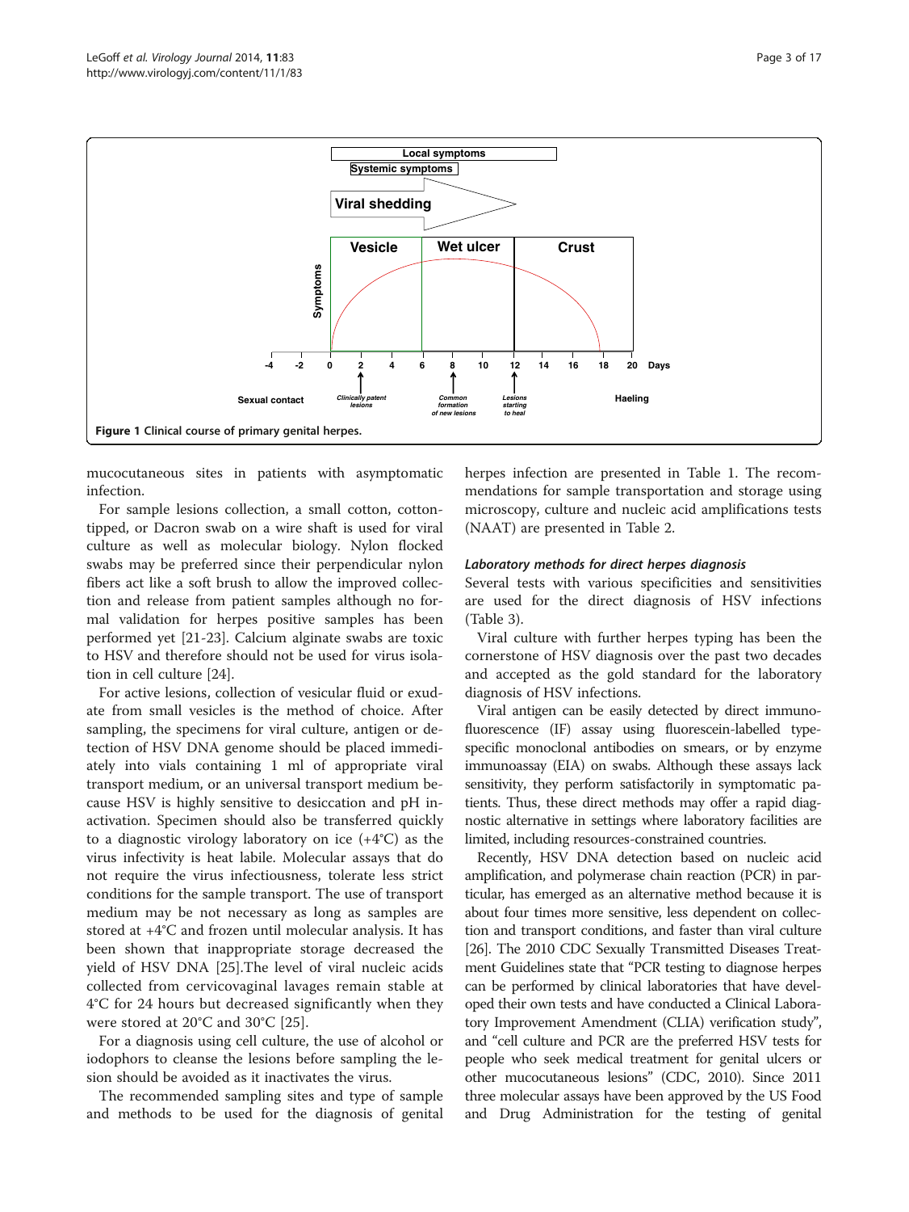Figure 1 Clinical course of primary genital herpes.

mucocutaneous sites in patients with asymptomatic infection.

For sample lesions collection, a small cotton, cotton-tipped, or Dacron swab on a wire shaft is used for viral culture as well as molecular biology. Nylon flocked swabs may be preferred since their perpendicular nylon fibers act like a soft brush to allow the improved collection and release from patient samples although no formal validation for herpes positive samples has been performed yet [21-23]. Calcium alginate swabs are toxic to HSV and therefore should not be used for virus isolation in cell culture [24].

For active lesions, collection of vesicular fluid or exudate from small vesicles is the method of choice. After sampling, the specimens for viral culture, antigen or detection of HSV DNA genome should be placed immediately into vials containing 1 ml of appropriate viral transport medium, or an universal transport medium because HSV is highly sensitive to desiccation and pH inactivation. Specimen should also be transferred quickly to a diagnostic virology laboratory on ice (+4°C) as the virus infectivity is heat labile. Molecular assays that do not require the virus infectiousness, tolerate less strict conditions for the sample transport. The use of transport medium may be not necessary as long as samples are stored at +4°C and frozen until molecular analysis. It has been shown that inappropriate storage decreased the yield of HSV DNA [25].The level of viral nucleic acids collected from cervicovaginal lavages remain stable at 4°C for 24 hours but decreased significantly when they were stored at 20°C and 30°C [25].

For a diagnosis using cell culture, the use of alcohol or iodophors to cleanse the lesions before sampling the lesion should be avoided as it inactivates the virus.

The recommended sampling sites and type of sample and methods to be used for the diagnosis of genital herpes infection are presented in Table 1. The recommendations for sample transportation and storage using microscopy, culture and nucleic acid amplifications tests (NAAT) are presented in Table 2.

### *Laboratory methods for direct herpes diagnosis*

Several tests with various specificities and sensitivities are used for the direct diagnosis of HSV infections (Table 3).

Viral culture with further herpes typing has been the cornerstone of HSV diagnosis over the past two decades and accepted as the gold standard for the laboratory diagnosis of HSV infections.

Viral antigen can be easily detected by direct immunofluorescence (IF) assay using fluorescein-labelled type-specific monoclonal antibodies on smears, or by enzyme immunoassay (EIA) on swabs. Although these assays lack sensitivity, they perform satisfactorily in symptomatic patients. Thus, these direct methods may offer a rapid diagnostic alternative in settings where laboratory facilities are limited, including resources-constrained countries.

Recently, HSV DNA detection based on nucleic acid amplification, and polymerase chain reaction (PCR) in particular, has emerged as an alternative method because it is about four times more sensitive, less dependent on collection and transport conditions, and faster than viral culture [26]. The 2010 CDC Sexually Transmitted Diseases Treatment Guidelines state that "PCR testing to diagnose herpes can be performed by clinical laboratories that have developed their own tests and have conducted a Clinical Laboratory Improvement Amendment (CLIA) verification study", and "cell culture and PCR are the preferred HSV tests for people who seek medical treatment for genital ulcers or other mucocutaneous lesions" (CDC, 2010). Since 2011 three molecular assays have been approved by the US Food and Drug Administration for the testing of genital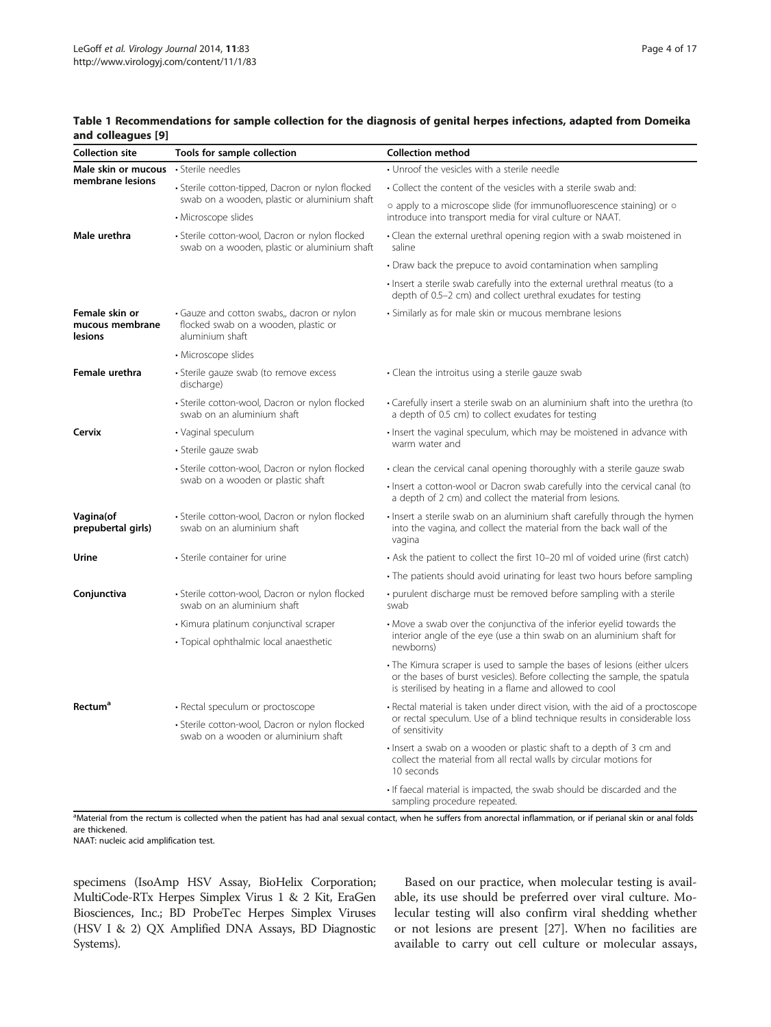**Table 1 Recommendations for sample collection for the diagnosis of genital herpes infections, adapted from Domeika and colleagues [9]**

| Collection site | Tools for sample collection | Collection method |
|---|---|---|
| **Male skin or mucous membrane lesions** | • Sterile needles<br>• Sterile cotton-tipped, Dacron or nylon flocked swab on a wooden, plastic or aluminium shaft<br>• Microscope slides | • Unroof the vesicles with a sterile needle<br>• Collect the content of the vesicles with a sterile swab and:<br>○ apply to a microscope slide (for immunofluorescence staining) or ○ introduce into transport media for viral culture or NAAT. |
| **Male urethra** | • Sterile cotton-wool, Dacron or nylon flocked swab on a wooden, plastic or aluminium shaft | • Clean the external urethral opening region with a swab moistened in saline<br>• Draw back the prepuce to avoid contamination when sampling<br>• Insert a sterile swab carefully into the external urethral meatus (to a depth of 0.5–2 cm) and collect urethral exudates for testing |
| **Female skin or mucous membrane lesions** | • Gauze and cotton swabs,, dacron or nylon flocked swab on a wooden, plastic or aluminium shaft<br>• Microscope slides | • Similarly as for male skin or mucous membrane lesions |
| **Female urethra** | • Sterile gauze swab (to remove excess discharge)<br>• Sterile cotton-wool, Dacron or nylon flocked swab on an aluminium shaft | • Clean the introitus using a sterile gauze swab<br>• Carefully insert a sterile swab on an aluminium shaft into the urethra (to a depth of 0.5 cm) to collect exudates for testing |
| **Cervix** | • Vaginal speculum<br>• Sterile gauze swab<br>• Sterile cotton-wool, Dacron or nylon flocked swab on a wooden or plastic shaft | • Insert the vaginal speculum, which may be moistened in advance with warm water and<br>• clean the cervical canal opening thoroughly with a sterile gauze swab<br>• Insert a cotton-wool or Dacron swab carefully into the cervical canal (to a depth of 2 cm) and collect the material from lesions. |
| **Vagina(of prepubertal girls)** | • Sterile cotton-wool, Dacron or nylon flocked swab on an aluminium shaft | • Insert a sterile swab on an aluminium shaft carefully through the hymen into the vagina, and collect the material from the back wall of the vagina |
| **Urine** | • Sterile container for urine | • Ask the patient to collect the first 10–20 ml of voided urine (first catch)<br>• The patients should avoid urinating for least two hours before sampling |
| **Conjunctiva** | • Sterile cotton-wool, Dacron or nylon flocked swab on an aluminium shaft<br>• Kimura platinum conjunctival scraper<br>• Topical ophthalmic local anaesthetic | • purulent discharge must be removed before sampling with a sterile swab<br>• Move a swab over the conjunctiva of the inferior eyelid towards the interior angle of the eye (use a thin swab on an aluminium shaft for newborns)<br>• The Kimura scraper is used to sample the bases of lesions (either ulcers or the bases of burst vesicles). Before collecting the sample, the spatula is sterilised by heating in a flame and allowed to cool |
| **Rectum**[a] | • Rectal speculum or proctoscope<br>• Sterile cotton-wool, Dacron or nylon flocked swab on a wooden or aluminium shaft | • Rectal material is taken under direct vision, with the aid of a proctoscope or rectal speculum. Use of a blind technique results in considerable loss of sensitivity<br>• Insert a swab on a wooden or plastic shaft to a depth of 3 cm and collect the material from all rectal walls by circular motions for 10 seconds<br>• If faecal material is impacted, the swab should be discarded and the sampling procedure repeated. |

[a]Material from the rectum is collected when the patient has had anal sexual contact, when he suffers from anorectal inflammation, or if perianal skin or anal folds are thickened.
NAAT: nucleic acid amplification test.

specimens (IsoAmp HSV Assay, BioHelix Corporation; MultiCode-RTx Herpes Simplex Virus 1 & 2 Kit, EraGen Biosciences, Inc.; BD ProbeTec Herpes Simplex Viruses (HSV I & 2) QX Amplified DNA Assays, BD Diagnostic Systems).

Based on our practice, when molecular testing is available, its use should be preferred over viral culture. Molecular testing will also confirm viral shedding whether or not lesions are present [27]. When no facilities are available to carry out cell culture or molecular assays,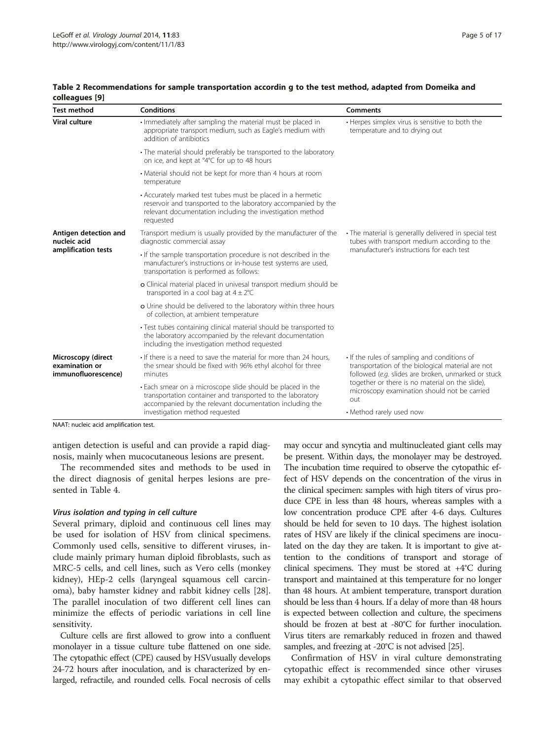**Table 2 Recommendations for sample transportation accordin g to the test method, adapted from Domeika and colleagues [9]**

| Test method | Conditions | Comments |
|---|---|---|
| **Viral culture** | • Immediately after sampling the material must be placed in appropriate transport medium, such as Eagle's medium with addition of antibiotics | • Herpes simplex virus is sensitive to both the temperature and to drying out |
| | • The material should preferably be transported to the laboratory on ice, and kept at °4°C for up to 48 hours | |
| | • Material should not be kept for more than 4 hours at room temperature | |
| | • Accurately marked test tubes must be placed in a hermetic reservoir and transported to the laboratory accompanied by the relevant documentation including the investigation method requested | |
| **Antigen detection and nucleic acid amplification tests** | Transport medium is usually provided by the manufacturer of the diagnostic commercial assay | • The material is generallly delivered in special test tubes with transport medium according to the manufacturer's instructions for each test |
| | • If the sample transportation procedure is not described in the manufacturer's instructions or in-house test systems are used, transportation is performed as follows: | |
| | o Clinical material placed in univesal transport medium should be transported in a cool bag at 4 ± 2°C | |
| | o Urine should be delivered to the laboratory within three hours of collection, at ambient temperature | |
| | • Test tubes containing clinical material should be transported to the laboratory accompanied by the relevant documentation including the investigation method requested | |
| **Microscopy (direct examination or immunofluorescence)** | • If there is a need to save the material for more than 24 hours, the smear should be fixed with 96% ethyl alcohol for three minutes | • If the rules of sampling and conditions of transportation of the biological material are not followed (*e.g.* slides are broken, unmarked or stuck together or there is no material on the slide), microscopy examination should not be carried out |
| | • Each smear on a microscope slide should be placed in the transportation container and transported to the laboratory accompanied by the relevant documentation including the investigation method requested | • Method rarely used now |

NAAT: nucleic acid amplification test.

antigen detection is useful and can provide a rapid diagnosis, mainly when mucocutaneous lesions are present.

The recommended sites and methods to be used in the direct diagnosis of genital herpes lesions are presented in Table 4.

#### *Virus isolation and typing in cell culture*

Several primary, diploid and continuous cell lines may be used for isolation of HSV from clinical specimens. Commonly used cells, sensitive to different viruses, include mainly primary human diploid fibroblasts, such as MRC-5 cells, and cell lines, such as Vero cells (monkey kidney), HEp-2 cells (laryngeal squamous cell carcinoma), baby hamster kidney and rabbit kidney cells [28]. The parallel inoculation of two different cell lines can minimize the effects of periodic variations in cell line sensitivity.

Culture cells are first allowed to grow into a confluent monolayer in a tissue culture tube flattened on one side. The cytopathic effect (CPE) caused by HSVusually develops 24-72 hours after inoculation, and is characterized by enlarged, refractile, and rounded cells. Focal necrosis of cells may occur and syncytia and multinucleated giant cells may be present. Within days, the monolayer may be destroyed. The incubation time required to observe the cytopathic effect of HSV depends on the concentration of the virus in the clinical specimen: samples with high titers of virus produce CPE in less than 48 hours, whereas samples with a low concentration produce CPE after 4-6 days. Cultures should be held for seven to 10 days. The highest isolation rates of HSV are likely if the clinical specimens are inoculated on the day they are taken. It is important to give attention to the conditions of transport and storage of clinical specimens. They must be stored at +4°C during transport and maintained at this temperature for no longer than 48 hours. At ambient temperature, transport duration should be less than 4 hours. If a delay of more than 48 hours is expected between collection and culture, the specimens should be frozen at best at -80°C for further inoculation. Virus titers are remarkably reduced in frozen and thawed samples, and freezing at -20°C is not advised [25].

Confirmation of HSV in viral culture demonstrating cytopathic effect is recommended since other viruses may exhibit a cytopathic effect similar to that observed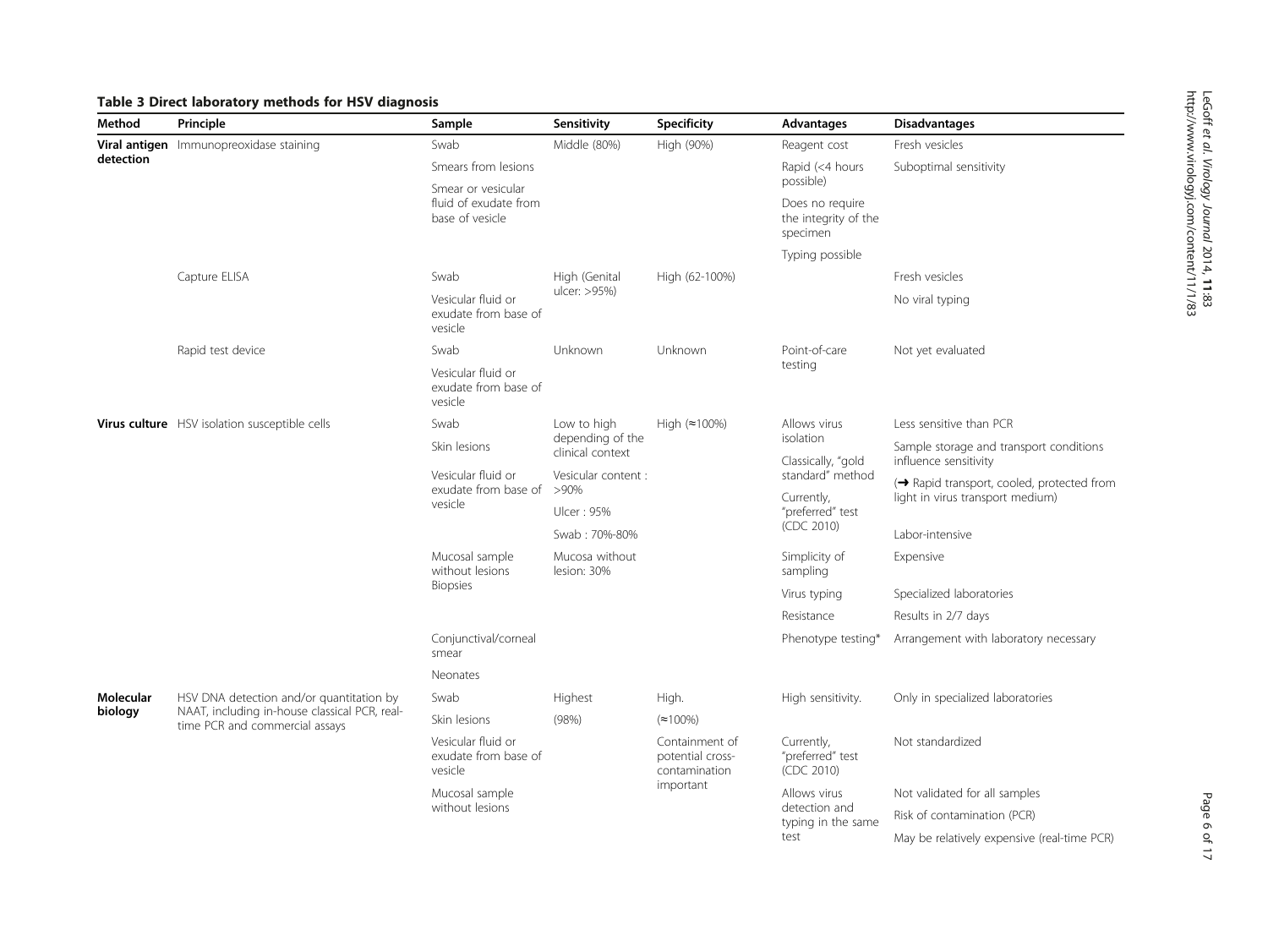**Table 3 Direct laboratory methods for HSV diagnosis**

| Method | Principle | Sample | Sensitivity | Specificity | Advantages | Disadvantages |
|---|---|---|---|---|---|---|
| **Viral antigen detection** | Immunopreoxidase staining | Swab | Middle (80%) | High (90%) | Reagent cost | Fresh vesicles |
| | | Smears from lesions | | | Rapid (<4 hours possible) | Suboptimal sensitivity |
| | | Smear or vesicular fluid of exudate from base of vesicle | | | Does no require the integrity of the specimen | |
| | | | | | Typing possible | |
| | Capture ELISA | Swab | High (Genital ulcer: >95%) | High (62-100%) | | Fresh vesicles |
| | | Vesicular fluid or exudate from base of vesicle | | | | No viral typing |
| | Rapid test device | Swab | Unknown | Unknown | Point-of-care testing | Not yet evaluated |
| | | Vesicular fluid or exudate from base of vesicle | | | | |
| **Virus culture** | HSV isolation susceptible cells | Swab | Low to high depending of the clinical context | High (≈100%) | Allows virus isolation | Less sensitive than PCR |
| | | Skin lesions | | | Classically, "gold standard" method | Sample storage and transport conditions influence sensitivity |
| | | Vesicular fluid or exudate from base of vesicle | Vesicular content : >90% | | Currently, "preferred" test (CDC 2010) | (→ Rapid transport, cooled, protected from light in virus transport medium) |
| | | | Ulcer : 95% | | | |
| | | | Swab : 70%-80% | | | Labor-intensive |
| | | Mucosal sample without lesions | Mucosa without lesion: 30% | | Simplicity of sampling | Expensive |
| | | Biopsies | | | Virus typing | Specialized laboratories |
| | | | | | Resistance | Results in 2/7 days |
| | | Conjunctival/corneal smear | | | Phenotype testing* | Arrangement with laboratory necessary |
| | | Neonates | | | | |
| **Molecular biology** | HSV DNA detection and/or quantitation by NAAT, including in-house classical PCR, real-time PCR and commercial assays | Swab | Highest | High. | High sensitivity. | Only in specialized laboratories |
| | | Skin lesions | (98%) | (≈100%) | | |
| | | Vesicular fluid or exudate from base of vesicle | | Containment of potential cross-contamination important | Currently, "preferred" test (CDC 2010) | Not standardized |
| | | Mucosal sample without lesions | | | Allows virus detection and typing in the same test | Not validated for all samples |
| | | | | | | Risk of contamination (PCR) |
| | | | | | | May be relatively expensive (real-time PCR) |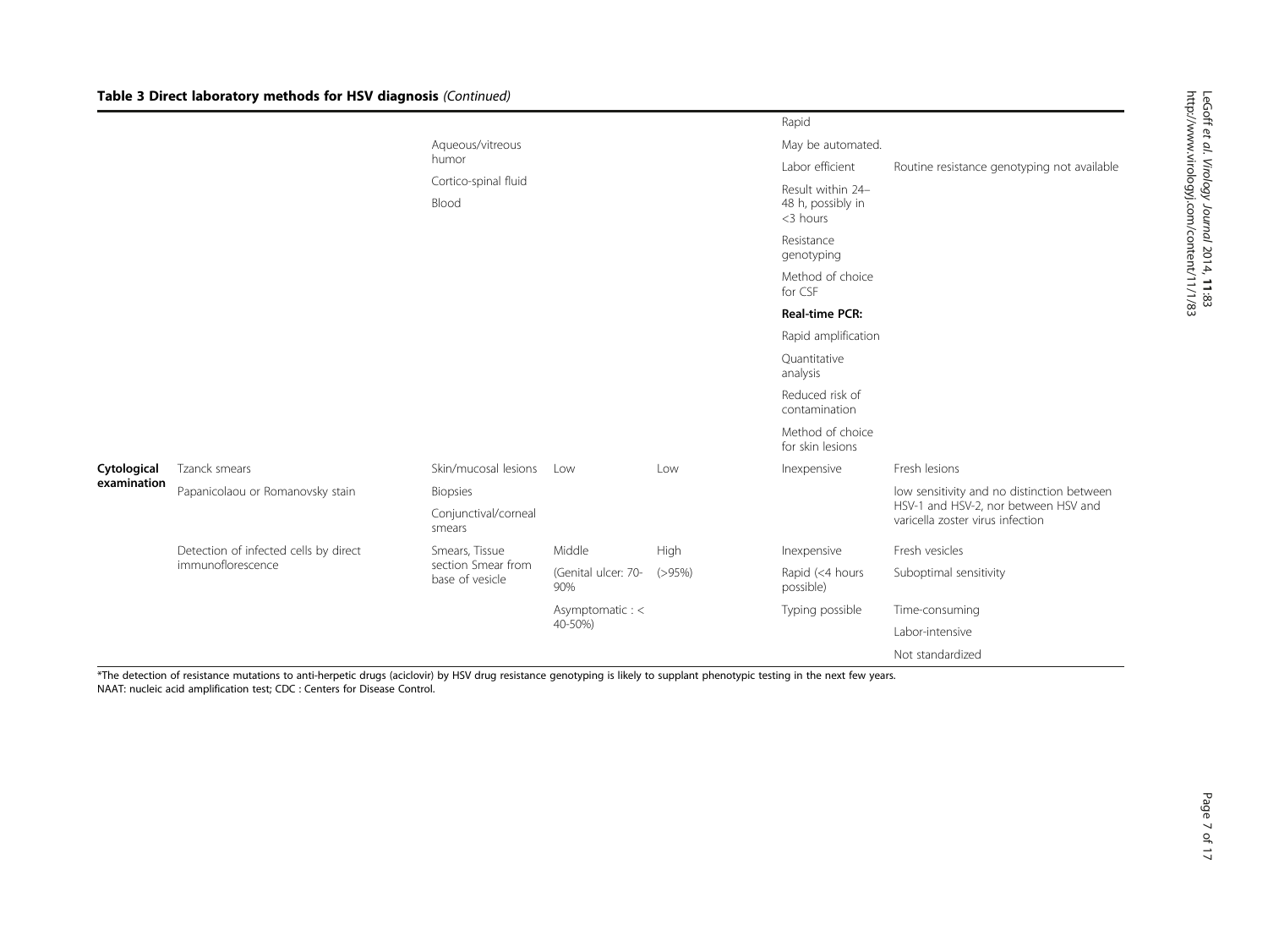**Table 3 Direct laboratory methods for HSV diagnosis** *(Continued)*

| | | | | | | |
|---|---|---|---|---|---|---|
| | | Aqueous/vitreous humor | | | Rapid | |
| | | Cortico-spinal fluid | | | May be automated. | |
| | | Blood | | | Labor efficient | Routine resistance genotyping not available |
| | | | | | Result within 24–48 h, possibly in <3 hours | |
| | | | | | Resistance genotyping | |
| | | | | | Method of choice for CSF | |
| | | | | | **Real-time PCR:** | |
| | | | | | Rapid amplification | |
| | | | | | Quantitative analysis | |
| | | | | | Reduced risk of contamination | |
| | | | | | Method of choice for skin lesions | |
| **Cytological examination** | Tzanck smears | Skin/mucosal lesions | Low | Low | Inexpensive | Fresh lesions |
| | Papanicolaou or Romanovsky stain | Biopsies | | | | low sensitivity and no distinction between HSV-1 and HSV-2, nor between HSV and varicella zoster virus infection |
| | | Conjunctival/corneal smears | | | | |
| | Detection of infected cells by direct immunofluorescence | Smears, Tissue section Smear from base of vesicle | Middle | High | Inexpensive | Fresh vesicles |
| | | | (Genital ulcer: 70-90% | (>95%) | Rapid (<4 hours possible) | Suboptimal sensitivity |
| | | | Asymptomatic : < 40-50%) | | Typing possible | Time-consuming |
| | | | | | | Labor-intensive |
| | | | | | | Not standardized |

*The detection of resistance mutations to anti-herpetic drugs (aciclovir) by HSV drug resistance genotyping is likely to supplant phenotypic testing in the next few years.
NAAT: nucleic acid amplification test; CDC : Centers for Disease Control.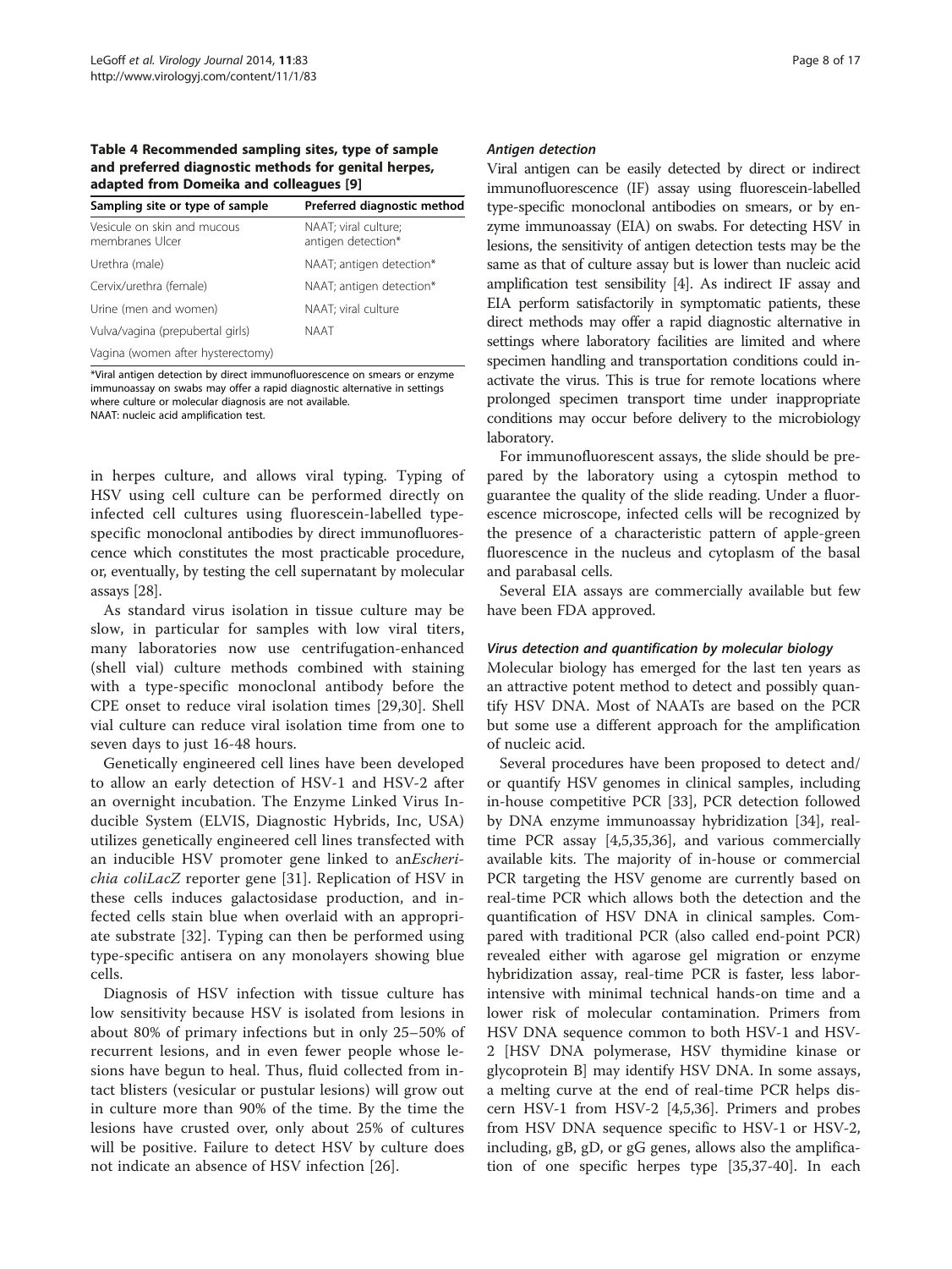**Table 4 Recommended sampling sites, type of sample and preferred diagnostic methods for genital herpes, adapted from Domeika and colleagues [9]**

| Sampling site or type of sample | Preferred diagnostic method |
|---|---|
| Vesicule on skin and mucous membranes Ulcer | NAAT; viral culture; antigen detection* |
| Urethra (male) | NAAT; antigen detection* |
| Cervix/urethra (female) | NAAT; antigen detection* |
| Urine (men and women) | NAAT; viral culture |
| Vulva/vagina (prepubertal girls) | NAAT |
| Vagina (women after hysterectomy) | |

*Viral antigen detection by direct immunofluorescence on smears or enzyme immunoassay on swabs may offer a rapid diagnostic alternative in settings where culture or molecular diagnosis are not available.
NAAT: nucleic acid amplification test.

in herpes culture, and allows viral typing. Typing of HSV using cell culture can be performed directly on infected cell cultures using fluorescein-labelled type-specific monoclonal antibodies by direct immunofluorescence which constitutes the most practicable procedure, or, eventually, by testing the cell supernatant by molecular assays [28].

As standard virus isolation in tissue culture may be slow, in particular for samples with low viral titers, many laboratories now use centrifugation-enhanced (shell vial) culture methods combined with staining with a type-specific monoclonal antibody before the CPE onset to reduce viral isolation times [29,30]. Shell vial culture can reduce viral isolation time from one to seven days to just 16-48 hours.

Genetically engineered cell lines have been developed to allow an early detection of HSV-1 and HSV-2 after an overnight incubation. The Enzyme Linked Virus Inducible System (ELVIS, Diagnostic Hybrids, Inc, USA) utilizes genetically engineered cell lines transfected with an inducible HSV promoter gene linked to an*Escherichia coliLacZ* reporter gene [31]. Replication of HSV in these cells induces galactosidase production, and infected cells stain blue when overlaid with an appropriate substrate [32]. Typing can then be performed using type-specific antisera on any monolayers showing blue cells.

Diagnosis of HSV infection with tissue culture has low sensitivity because HSV is isolated from lesions in about 80% of primary infections but in only 25–50% of recurrent lesions, and in even fewer people whose lesions have begun to heal. Thus, fluid collected from intact blisters (vesicular or pustular lesions) will grow out in culture more than 90% of the time. By the time the lesions have crusted over, only about 25% of cultures will be positive. Failure to detect HSV by culture does not indicate an absence of HSV infection [26].

#### *Antigen detection*

Viral antigen can be easily detected by direct or indirect immunofluorescence (IF) assay using fluorescein-labelled type-specific monoclonal antibodies on smears, or by enzyme immunoassay (EIA) on swabs. For detecting HSV in lesions, the sensitivity of antigen detection tests may be the same as that of culture assay but is lower than nucleic acid amplification test sensibility [4]. As indirect IF assay and EIA perform satisfactorily in symptomatic patients, these direct methods may offer a rapid diagnostic alternative in settings where laboratory facilities are limited and where specimen handling and transportation conditions could inactivate the virus. This is true for remote locations where prolonged specimen transport time under inappropriate conditions may occur before delivery to the microbiology laboratory.

For immunofluorescent assays, the slide should be prepared by the laboratory using a cytospin method to guarantee the quality of the slide reading. Under a fluorescence microscope, infected cells will be recognized by the presence of a characteristic pattern of apple-green fluorescence in the nucleus and cytoplasm of the basal and parabasal cells.

Several EIA assays are commercially available but few have been FDA approved.

#### *Virus detection and quantification by molecular biology*

Molecular biology has emerged for the last ten years as an attractive potent method to detect and possibly quantify HSV DNA. Most of NAATs are based on the PCR but some use a different approach for the amplification of nucleic acid.

Several procedures have been proposed to detect and/or quantify HSV genomes in clinical samples, including in-house competitive PCR [33], PCR detection followed by DNA enzyme immunoassay hybridization [34], real-time PCR assay [4,5,35,36], and various commercially available kits. The majority of in-house or commercial PCR targeting the HSV genome are currently based on real-time PCR which allows both the detection and the quantification of HSV DNA in clinical samples. Compared with traditional PCR (also called end-point PCR) revealed either with agarose gel migration or enzyme hybridization assay, real-time PCR is faster, less labor-intensive with minimal technical hands-on time and a lower risk of molecular contamination. Primers from HSV DNA sequence common to both HSV-1 and HSV-2 [HSV DNA polymerase, HSV thymidine kinase or glycoprotein B] may identify HSV DNA. In some assays, a melting curve at the end of real-time PCR helps discern HSV-1 from HSV-2 [4,5,36]. Primers and probes from HSV DNA sequence specific to HSV-1 or HSV-2, including, gB, gD, or gG genes, allows also the amplification of one specific herpes type [35,37-40]. In each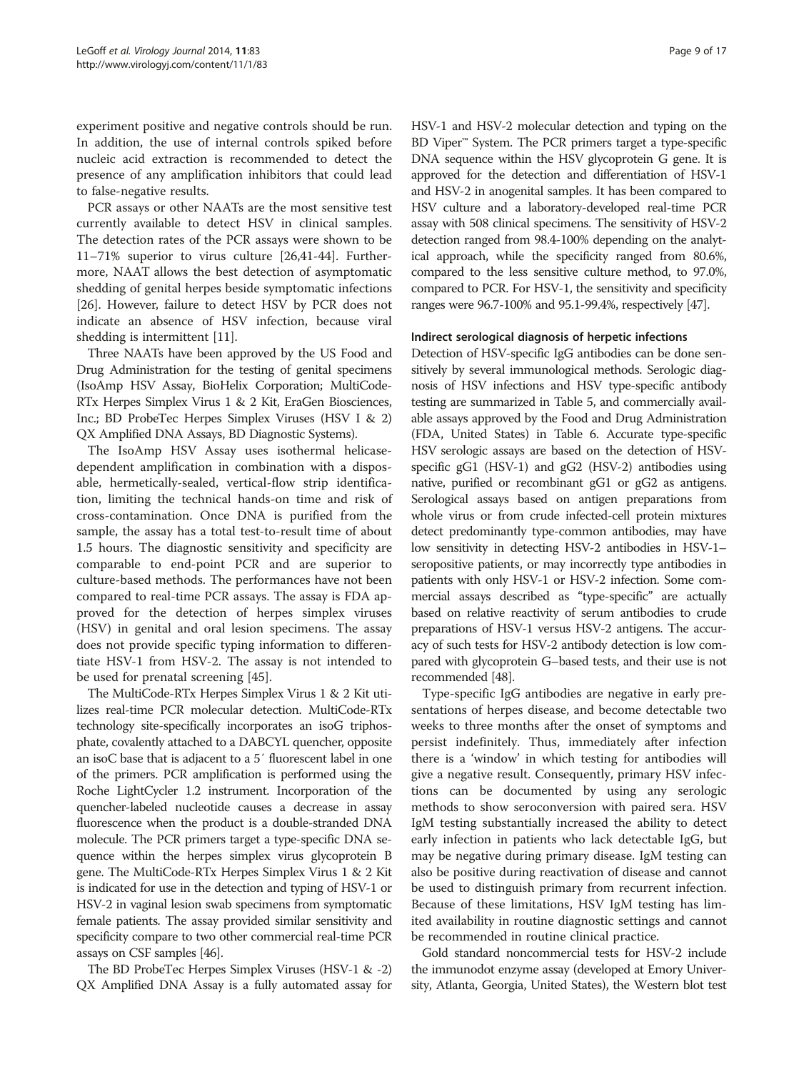experiment positive and negative controls should be run. In addition, the use of internal controls spiked before nucleic acid extraction is recommended to detect the presence of any amplification inhibitors that could lead to false-negative results.

PCR assays or other NAATs are the most sensitive test currently available to detect HSV in clinical samples. The detection rates of the PCR assays were shown to be 11–71% superior to virus culture [26,41-44]. Furthermore, NAAT allows the best detection of asymptomatic shedding of genital herpes beside symptomatic infections [26]. However, failure to detect HSV by PCR does not indicate an absence of HSV infection, because viral shedding is intermittent [11].

Three NAATs have been approved by the US Food and Drug Administration for the testing of genital specimens (IsoAmp HSV Assay, BioHelix Corporation; MultiCode-RTx Herpes Simplex Virus 1 & 2 Kit, EraGen Biosciences, Inc.; BD ProbeTec Herpes Simplex Viruses (HSV I & 2) QX Amplified DNA Assays, BD Diagnostic Systems).

The IsoAmp HSV Assay uses isothermal helicase-dependent amplification in combination with a disposable, hermetically-sealed, vertical-flow strip identification, limiting the technical hands-on time and risk of cross-contamination. Once DNA is purified from the sample, the assay has a total test-to-result time of about 1.5 hours. The diagnostic sensitivity and specificity are comparable to end-point PCR and are superior to culture-based methods. The performances have not been compared to real-time PCR assays. The assay is FDA approved for the detection of herpes simplex viruses (HSV) in genital and oral lesion specimens. The assay does not provide specific typing information to differentiate HSV-1 from HSV-2. The assay is not intended to be used for prenatal screening [45].

The MultiCode-RTx Herpes Simplex Virus 1 & 2 Kit utilizes real-time PCR molecular detection. MultiCode-RTx technology site-specifically incorporates an isoG triphosphate, covalently attached to a DABCYL quencher, opposite an isoC base that is adjacent to a 5′ fluorescent label in one of the primers. PCR amplification is performed using the Roche LightCycler 1.2 instrument. Incorporation of the quencher-labeled nucleotide causes a decrease in assay fluorescence when the product is a double-stranded DNA molecule. The PCR primers target a type-specific DNA sequence within the herpes simplex virus glycoprotein B gene. The MultiCode-RTx Herpes Simplex Virus 1 & 2 Kit is indicated for use in the detection and typing of HSV-1 or HSV-2 in vaginal lesion swab specimens from symptomatic female patients. The assay provided similar sensitivity and specificity compare to two other commercial real-time PCR assays on CSF samples [46].

The BD ProbeTec Herpes Simplex Viruses (HSV-1 & -2) QX Amplified DNA Assay is a fully automated assay for HSV-1 and HSV-2 molecular detection and typing on the BD Viper™ System. The PCR primers target a type-specific DNA sequence within the HSV glycoprotein G gene. It is approved for the detection and differentiation of HSV-1 and HSV-2 in anogenital samples. It has been compared to HSV culture and a laboratory-developed real-time PCR assay with 508 clinical specimens. The sensitivity of HSV-2 detection ranged from 98.4-100% depending on the analytical approach, while the specificity ranged from 80.6%, compared to the less sensitive culture method, to 97.0%, compared to PCR. For HSV-1, the sensitivity and specificity ranges were 96.7-100% and 95.1-99.4%, respectively [47].

#### Indirect serological diagnosis of herpetic infections

Detection of HSV-specific IgG antibodies can be done sensitively by several immunological methods. Serologic diagnosis of HSV infections and HSV type-specific antibody testing are summarized in Table 5, and commercially available assays approved by the Food and Drug Administration (FDA, United States) in Table 6. Accurate type-specific HSV serologic assays are based on the detection of HSV-specific gG1 (HSV-1) and gG2 (HSV-2) antibodies using native, purified or recombinant gG1 or gG2 as antigens. Serological assays based on antigen preparations from whole virus or from crude infected-cell protein mixtures detect predominantly type-common antibodies, may have low sensitivity in detecting HSV-2 antibodies in HSV-1–seropositive patients, or may incorrectly type antibodies in patients with only HSV-1 or HSV-2 infection. Some commercial assays described as "type-specific" are actually based on relative reactivity of serum antibodies to crude preparations of HSV-1 versus HSV-2 antigens. The accuracy of such tests for HSV-2 antibody detection is low compared with glycoprotein G–based tests, and their use is not recommended [48].

Type-specific IgG antibodies are negative in early presentations of herpes disease, and become detectable two weeks to three months after the onset of symptoms and persist indefinitely. Thus, immediately after infection there is a 'window' in which testing for antibodies will give a negative result. Consequently, primary HSV infections can be documented by using any serologic methods to show seroconversion with paired sera. HSV IgM testing substantially increased the ability to detect early infection in patients who lack detectable IgG, but may be negative during primary disease. IgM testing can also be positive during reactivation of disease and cannot be used to distinguish primary from recurrent infection. Because of these limitations, HSV IgM testing has limited availability in routine diagnostic settings and cannot be recommended in routine clinical practice.

Gold standard noncommercial tests for HSV-2 include the immunodot enzyme assay (developed at Emory University, Atlanta, Georgia, United States), the Western blot test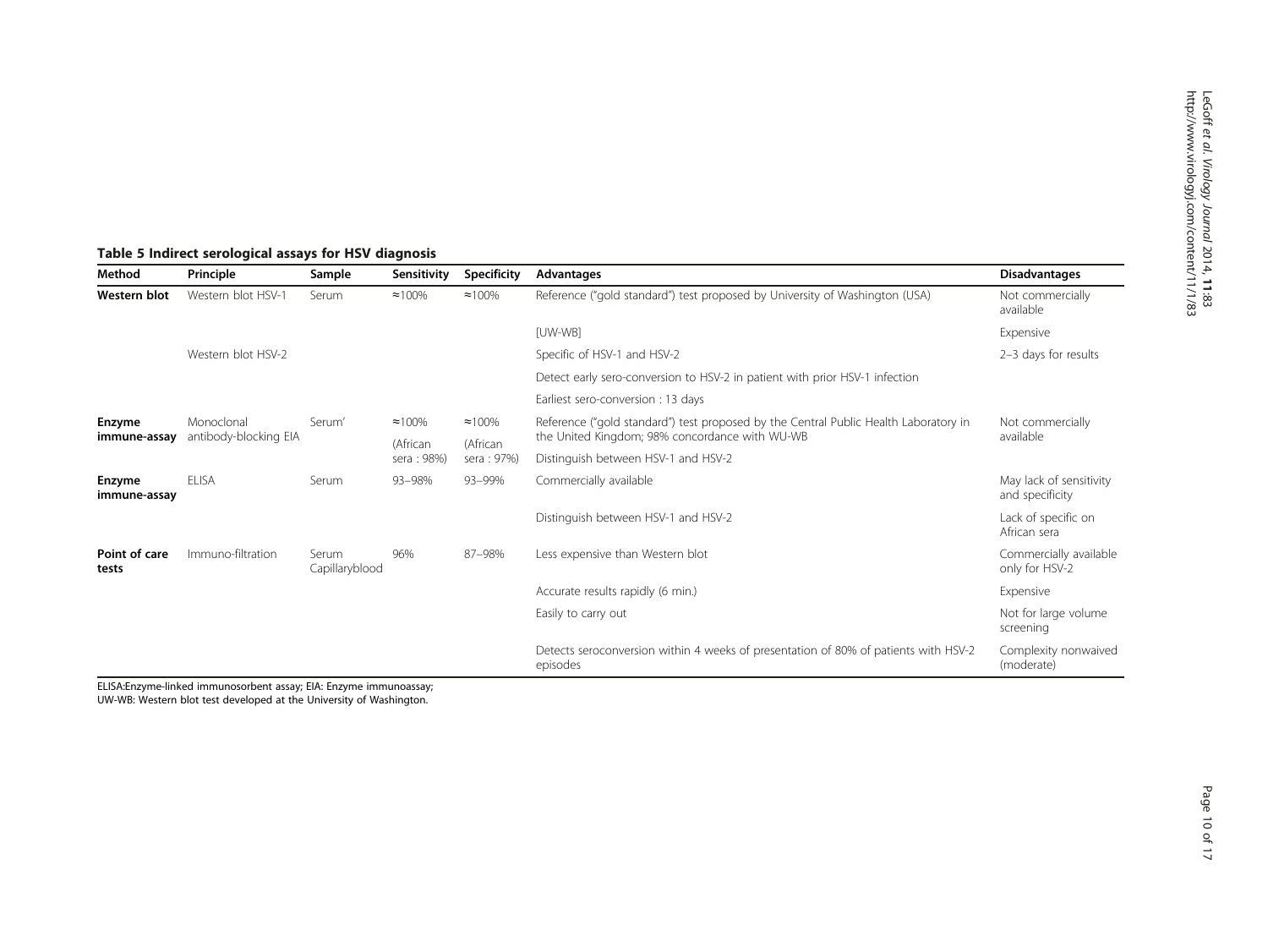**Table 5 Indirect serological assays for HSV diagnosis**

| Method | Principle | Sample | Sensitivity | Specificity | Advantages | Disadvantages |
|---|---|---|---|---|---|---|
| **Western blot** | Western blot HSV-1 | Serum | ≈100% | ≈100% | Reference ("gold standard") test proposed by University of Washington (USA) | Not commercially available |
| | | | | | [UW-WB] | Expensive |
| | Western blot HSV-2 | | | | Specific of HSV-1 and HSV-2 | 2–3 days for results |
| | | | | | Detect early sero-conversion to HSV-2 in patient with prior HSV-1 infection | |
| | | | | | Earliest sero-conversion : 13 days | |
| **Enzyme immune-assay** | Monoclonal antibody-blocking EIA | Serum' | ≈100% (African sera : 98%) | ≈100% (African sera : 97%) | Reference ("gold standard") test proposed by the Central Public Health Laboratory in the United Kingdom; 98% concordance with WU-WB | Not commercially available |
| | | | | | Distinguish between HSV-1 and HSV-2 | |
| **Enzyme immune-assay** | ELISA | Serum | 93–98% | 93–99% | Commercially available | May lack of sensitivity and specificity |
| | | | | | Distinguish between HSV-1 and HSV-2 | Lack of specific on African sera |
| **Point of care tests** | Immuno-filtration | Serum Capillaryblood | 96% | 87–98% | Less expensive than Western blot | Commercially available only for HSV-2 |
| | | | | | Accurate results rapidly (6 min.) | Expensive |
| | | | | | Easily to carry out | Not for large volume screening |
| | | | | | Detects seroconversion within 4 weeks of presentation of 80% of patients with HSV-2 episodes | Complexity nonwaived (moderate) |

ELISA:Enzyme-linked immunosorbent assay; EIA: Enzyme immunoassay;
UW-WB: Western blot test developed at the University of Washington.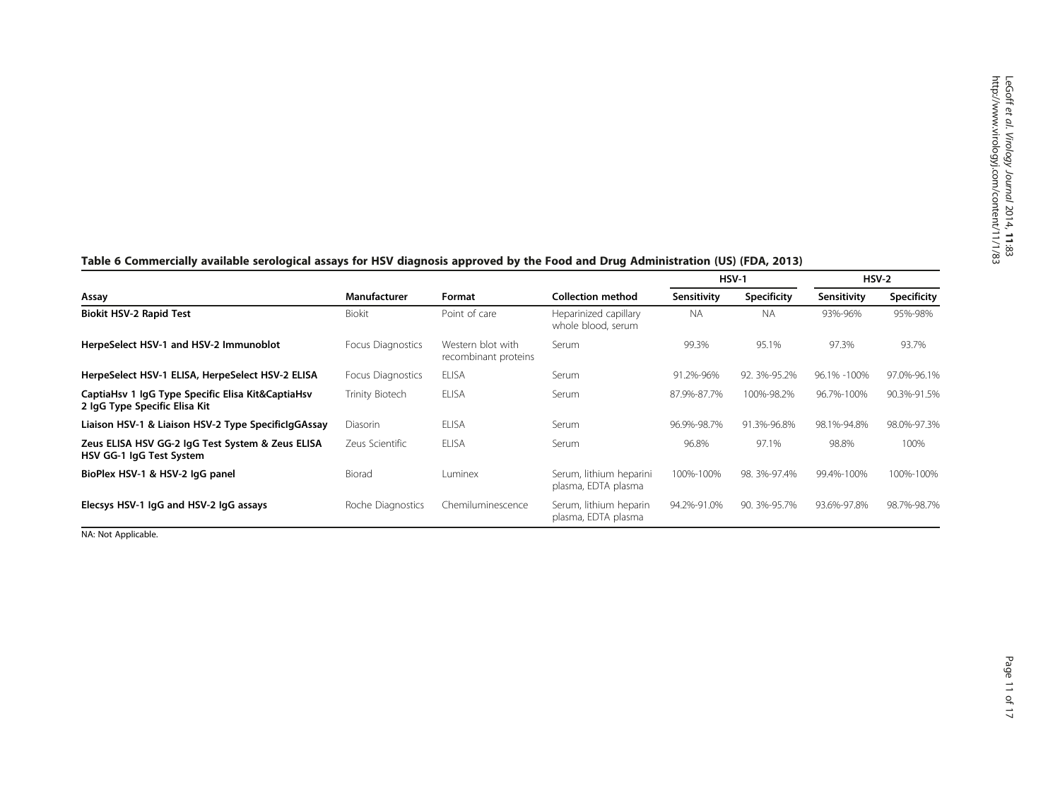**Table 6 Commercially available serological assays for HSV diagnosis approved by the Food and Drug Administration (US) (FDA, 2013)**

| Assay | Manufacturer | Format | Collection method | HSV-1 | | HSV-2 | |
|---|---|---|---|---|---|---|---|
| | | | | Sensitivity | Specificity | Sensitivity | Specificity |
| **Biokit HSV-2 Rapid Test** | Biokit | Point of care | Heparinized capillary whole blood, serum | NA | NA | 93%-96% | 95%-98% |
| **HerpeSelect HSV-1 and HSV-2 Immunoblot** | Focus Diagnostics | Western blot with recombinant proteins | Serum | 99.3% | 95.1% | 97.3% | 93.7% |
| **HerpeSelect HSV-1 ELISA, HerpeSelect HSV-2 ELISA** | Focus Diagnostics | ELISA | Serum | 91.2%-96% | 92. 3%-95.2% | 96.1% -100% | 97.0%-96.1% |
| **CaptiaHsv 1 IgG Type Specific Elisa Kit&CaptiaHsv 2 IgG Type Specific Elisa Kit** | Trinity Biotech | ELISA | Serum | 87.9%-87.7% | 100%-98.2% | 96.7%-100% | 90.3%-91.5% |
| **Liaison HSV-1 & Liaison HSV-2 Type SpecificIgGAssay** | Diasorin | ELISA | Serum | 96.9%-98.7% | 91.3%-96.8% | 98.1%-94.8% | 98.0%-97.3% |
| **Zeus ELISA HSV GG-2 IgG Test System & Zeus ELISA HSV GG-1 IgG Test System** | Zeus Scientific | ELISA | Serum | 96.8% | 97.1% | 98.8% | 100% |
| **BioPlex HSV-1 & HSV-2 IgG panel** | Biorad | Luminex | Serum, lithium heparini plasma, EDTA plasma | 100%-100% | 98. 3%-97.4% | 99.4%-100% | 100%-100% |
| **Elecsys HSV-1 IgG and HSV-2 IgG assays** | Roche Diagnostics | Chemiluminescence | Serum, lithium heparin plasma, EDTA plasma | 94.2%-91.0% | 90. 3%-95.7% | 93.6%-97.8% | 98.7%-98.7% |

NA: Not Applicable.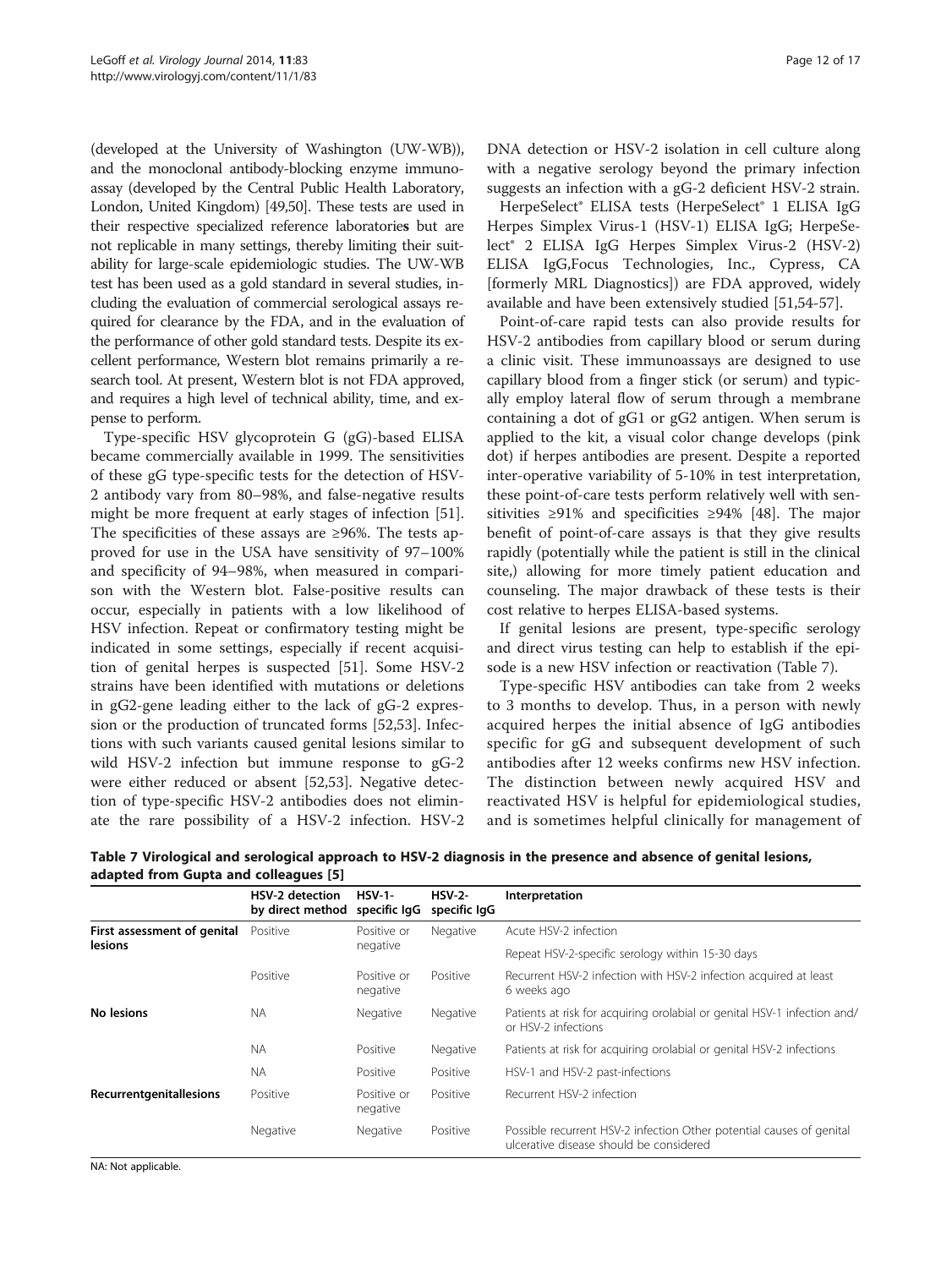(developed at the University of Washington (UW-WB)), and the monoclonal antibody-blocking enzyme immunoassay (developed by the Central Public Health Laboratory, London, United Kingdom) [49,50]. These tests are used in their respective specialized reference laboratories but are not replicable in many settings, thereby limiting their suitability for large-scale epidemiologic studies. The UW-WB test has been used as a gold standard in several studies, including the evaluation of commercial serological assays required for clearance by the FDA, and in the evaluation of the performance of other gold standard tests. Despite its excellent performance, Western blot remains primarily a research tool. At present, Western blot is not FDA approved, and requires a high level of technical ability, time, and expense to perform.

Type-specific HSV glycoprotein G (gG)-based ELISA became commercially available in 1999. The sensitivities of these gG type-specific tests for the detection of HSV-2 antibody vary from 80–98%, and false-negative results might be more frequent at early stages of infection [51]. The specificities of these assays are ≥96%. The tests approved for use in the USA have sensitivity of 97–100% and specificity of 94–98%, when measured in comparison with the Western blot. False-positive results can occur, especially in patients with a low likelihood of HSV infection. Repeat or confirmatory testing might be indicated in some settings, especially if recent acquisition of genital herpes is suspected [51]. Some HSV-2 strains have been identified with mutations or deletions in gG2-gene leading either to the lack of gG-2 expression or the production of truncated forms [52,53]. Infections with such variants caused genital lesions similar to wild HSV-2 infection but immune response to gG-2 were either reduced or absent [52,53]. Negative detection of type-specific HSV-2 antibodies does not eliminate the rare possibility of a HSV-2 infection. HSV-2 DNA detection or HSV-2 isolation in cell culture along with a negative serology beyond the primary infection suggests an infection with a gG-2 deficient HSV-2 strain.

HerpeSelect® ELISA tests (HerpeSelect® 1 ELISA IgG Herpes Simplex Virus-1 (HSV-1) ELISA IgG; HerpeSelect® 2 ELISA IgG Herpes Simplex Virus-2 (HSV-2) ELISA IgG,Focus Technologies, Inc., Cypress, CA [formerly MRL Diagnostics]) are FDA approved, widely available and have been extensively studied [51,54-57].

Point-of-care rapid tests can also provide results for HSV-2 antibodies from capillary blood or serum during a clinic visit. These immunoassays are designed to use capillary blood from a finger stick (or serum) and typically employ lateral flow of serum through a membrane containing a dot of gG1 or gG2 antigen. When serum is applied to the kit, a visual color change develops (pink dot) if herpes antibodies are present. Despite a reported inter-operative variability of 5-10% in test interpretation, these point-of-care tests perform relatively well with sensitivities ≥91% and specificities ≥94% [48]. The major benefit of point-of-care assays is that they give results rapidly (potentially while the patient is still in the clinical site,) allowing for more timely patient education and counseling. The major drawback of these tests is their cost relative to herpes ELISA-based systems.

If genital lesions are present, type-specific serology and direct virus testing can help to establish if the episode is a new HSV infection or reactivation (Table 7).

Type-specific HSV antibodies can take from 2 weeks to 3 months to develop. Thus, in a person with newly acquired herpes the initial absence of IgG antibodies specific for gG and subsequent development of such antibodies after 12 weeks confirms new HSV infection. The distinction between newly acquired HSV and reactivated HSV is helpful for epidemiological studies, and is sometimes helpful clinically for management of

**Table 7 Virological and serological approach to HSV-2 diagnosis in the presence and absence of genital lesions, adapted from Gupta and colleagues [5]**

| | HSV-2 detection by direct method | HSV-1-specific IgG | HSV-2-specific IgG | Interpretation |
|---|---|---|---|---|
| **First assessment of genital lesions** | Positive | Positive or negative | Negative | Acute HSV-2 infection |
| | | | | Repeat HSV-2-specific serology within 15-30 days |
| | Positive | Positive or negative | Positive | Recurrent HSV-2 infection with HSV-2 infection acquired at least 6 weeks ago |
| **No lesions** | NA | Negative | Negative | Patients at risk for acquiring orolabial or genital HSV-1 infection and/or HSV-2 infections |
| | NA | Positive | Negative | Patients at risk for acquiring orolabial or genital HSV-2 infections |
| | NA | Positive | Positive | HSV-1 and HSV-2 past-infections |
| **Recurrentgenitallesions** | Positive | Positive or negative | Positive | Recurrent HSV-2 infection |
| | Negative | Negative | Positive | Possible recurrent HSV-2 infection Other potential causes of genital ulcerative disease should be considered |

NA: Not applicable.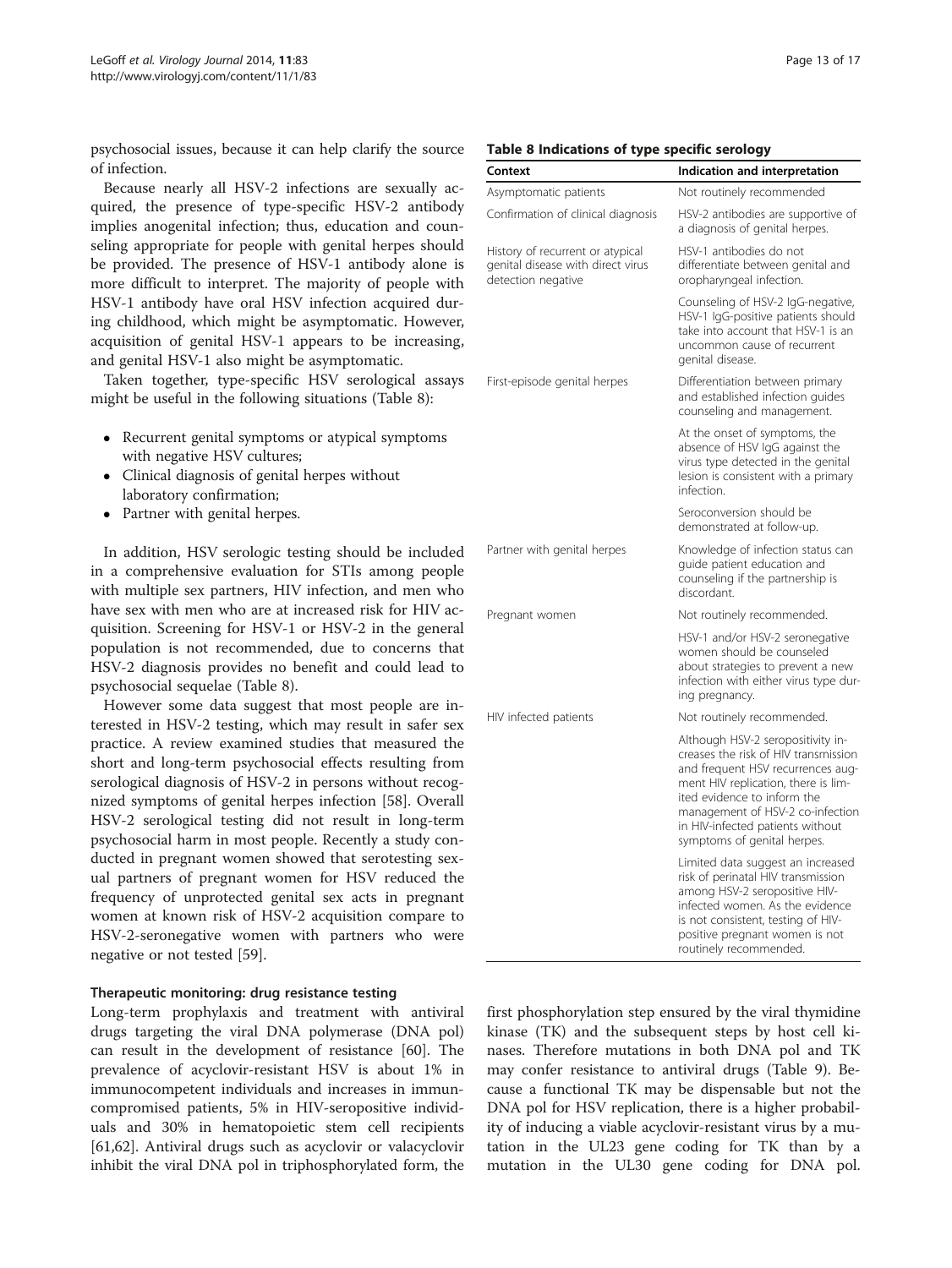psychosocial issues, because it can help clarify the source of infection.

Because nearly all HSV-2 infections are sexually acquired, the presence of type-specific HSV-2 antibody implies anogenital infection; thus, education and counseling appropriate for people with genital herpes should be provided. The presence of HSV-1 antibody alone is more difficult to interpret. The majority of people with HSV-1 antibody have oral HSV infection acquired during childhood, which might be asymptomatic. However, acquisition of genital HSV-1 appears to be increasing, and genital HSV-1 also might be asymptomatic.

Taken together, type-specific HSV serological assays might be useful in the following situations (Table 8):

- Recurrent genital symptoms or atypical symptoms with negative HSV cultures;
- Clinical diagnosis of genital herpes without laboratory confirmation;
- Partner with genital herpes.

In addition, HSV serologic testing should be included in a comprehensive evaluation for STIs among people with multiple sex partners, HIV infection, and men who have sex with men who are at increased risk for HIV acquisition. Screening for HSV-1 or HSV-2 in the general population is not recommended, due to concerns that HSV-2 diagnosis provides no benefit and could lead to psychosocial sequelae (Table 8).

However some data suggest that most people are interested in HSV-2 testing, which may result in safer sex practice. A review examined studies that measured the short and long-term psychosocial effects resulting from serological diagnosis of HSV-2 in persons without recognized symptoms of genital herpes infection [58]. Overall HSV-2 serological testing did not result in long-term psychosocial harm in most people. Recently a study conducted in pregnant women showed that serotesting sexual partners of pregnant women for HSV reduced the frequency of unprotected genital sex acts in pregnant women at known risk of HSV-2 acquisition compare to HSV-2-seronegative women with partners who were negative or not tested [59].

**Table 8 Indications of type specific serology**

| Context | Indication and interpretation |
|---|---|
| Asymptomatic patients | Not routinely recommended |
| Confirmation of clinical diagnosis | HSV-2 antibodies are supportive of a diagnosis of genital herpes. |
| History of recurrent or atypical genital disease with direct virus detection negative | HSV-1 antibodies do not differentiate between genital and oropharyngeal infection. |
| | Counseling of HSV-2 IgG-negative, HSV-1 IgG-positive patients should take into account that HSV-1 is an uncommon cause of recurrent genital disease. |
| First-episode genital herpes | Differentiation between primary and established infection guides counseling and management. |
| | At the onset of symptoms, the absence of HSV IgG against the virus type detected in the genital lesion is consistent with a primary infection. |
| | Seroconversion should be demonstrated at follow-up. |
| Partner with genital herpes | Knowledge of infection status can guide patient education and counseling if the partnership is discordant. |
| Pregnant women | Not routinely recommended. |
| | HSV-1 and/or HSV-2 seronegative women should be counseled about strategies to prevent a new infection with either virus type during pregnancy. |
| HIV infected patients | Not routinely recommended. |
| | Although HSV-2 seropositivity increases the risk of HIV transmission and frequent HSV recurrences augment HIV replication, there is limited evidence to inform the management of HSV-2 co-infection in HIV-infected patients without symptoms of genital herpes. |
| | Limited data suggest an increased risk of perinatal HIV transmission among HSV-2 seropositive HIV-infected women. As the evidence is not consistent, testing of HIV-positive pregnant women is not routinely recommended. |

### Therapeutic monitoring: drug resistance testing

Long-term prophylaxis and treatment with antiviral drugs targeting the viral DNA polymerase (DNA pol) can result in the development of resistance [60]. The prevalence of acyclovir-resistant HSV is about 1% in immunocompetent individuals and increases in immuncompromised patients, 5% in HIV-seropositive individuals and 30% in hematopoietic stem cell recipients [61,62]. Antiviral drugs such as acyclovir or valacyclovir inhibit the viral DNA pol in triphosphorylated form, the first phosphorylation step ensured by the viral thymidine kinase (TK) and the subsequent steps by host cell kinases. Therefore mutations in both DNA pol and TK may confer resistance to antiviral drugs (Table 9). Because a functional TK may be dispensable but not the DNA pol for HSV replication, there is a higher probability of inducing a viable acyclovir-resistant virus by a mutation in the UL23 gene coding for TK than by a mutation in the UL30 gene coding for DNA pol.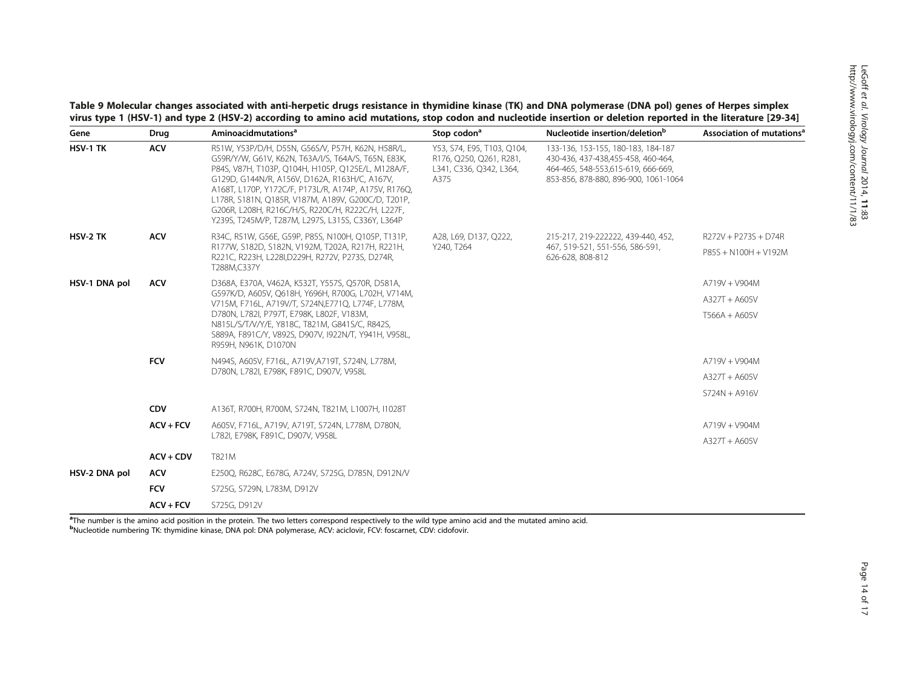**Table 9 Molecular changes associated with anti-herpetic drugs resistance in thymidine kinase (TK) and DNA polymerase (DNA pol) genes of Herpes simplex virus type 1 (HSV-1) and type 2 (HSV-2) according to amino acid mutations, stop codon and nucleotide insertion or deletion reported in the literature [29-34]**

| Gene | Drug | Aminoacidmutations[a] | Stop codon[a] | Nucleotide insertion/deletion[b] | Association of mutations[a] |
|---|---|---|---|---|---|
| **HSV-1 TK** | **ACV** | R51W, Y53P/D/H, D55N, G56S/V, P57H, K62N, H58R/L, G59R/Y/W, G61V, K62N, T63A/I/S, T64A/S, T65N, E83K, P84S, V87H, T103P, Q104H, H105P, Q125E/L, M128A/F, G129D, G144N/R, A156V, D162A, R163H/C, A167V, A168T, L170P, Y172C/F, P173L/R, A174P, A175V, R176Q, L178R, S181N, Q185R, V187M, A189V, G200C/D, T201P, G206R, L208H, R216C/H/S, R220C/H, R222C/H, L227F, Y239S, T245M/P, T287M, L297S, L315S, C336Y, L364P | Y53, S74, E95, T103, Q104, R176, Q250, Q261, R281, L341, C336, Q342, L364, A375 | 133-136, 153-155, 180-183, 184-187 430-436, 437-438,455-458, 460-464, 464-465, 548-553,615-619, 666-669, 853-856, 878-880, 896-900, 1061-1064 | |
| **HSV-2 TK** | **ACV** | R34C, R51W, G56E, G59P, P85S, N100H, Q105P, T131P, R177W, S182D, S182N, V192M, T202A, R217H, R221H, R221C, R223H, L228I,D229H, R272V, P273S, D274R, T288M,C337Y | A28, L69, D137, Q222, Y240, T264 | 215-217, 219-222222, 439-440, 452, 467, 519-521, 551-556, 586-591, 626-628, 808-812 | R272V + P273S + D74R<br>P85S + N100H + V192M |
| **HSV-1 DNA pol** | **ACV** | D368A, E370A, V462A, K532T, Y557S, Q570R, D581A, G597K/D, A605V, Q618H, Y696H, R700G, L702H, V714M, V715M, F716L, A719V/T, S724N,E771Q, L774F, L778M, D780N, L782I, P797T, E798K, L802F, V183M, N815L/S/T/V/Y/E, Y818C, T821M, G841S/C, R842S, S889A, F891C/Y, V892S, D907V, I922N/T, Y941H, V958L, R959H, N961K, D1070N | | | A719V + V904M<br>A327T + A605V<br>T566A + A605V |
| | **FCV** | N494S, A605V, F716L, A719V,A719T, S724N, L778M, D780N, L782I, E798K, F891C, D907V, V958L | | | A719V + V904M<br>A327T + A605V<br>S724N + A916V |
| | **CDV** | A136T, R700H, R700M, S724N, T821M, L1007H, I1028T | | | |
| | **ACV + FCV** | A605V, F716L, A719V, A719T, S724N, L778M, D780N, L782I, E798K, F891C, D907V, V958L | | | A719V + V904M<br>A327T + A605V |
| | **ACV + CDV** | T821M | | | |
| **HSV-2 DNA pol** | **ACV** | E250Q, R628C, E678G, A724V, S725G, D785N, D912N/V | | | |
| | **FCV** | S725G, S729N, L783M, D912V | | | |
| | **ACV + FCV** | S725G, D912V | | | |

[a]The number is the amino acid position in the protein. The two letters correspond respectively to the wild type amino acid and the mutated amino acid.
[b]Nucleotide numbering TK: thymidine kinase, DNA pol: DNA polymerase, ACV: aciclovir, FCV: foscarnet, CDV: cidofovir.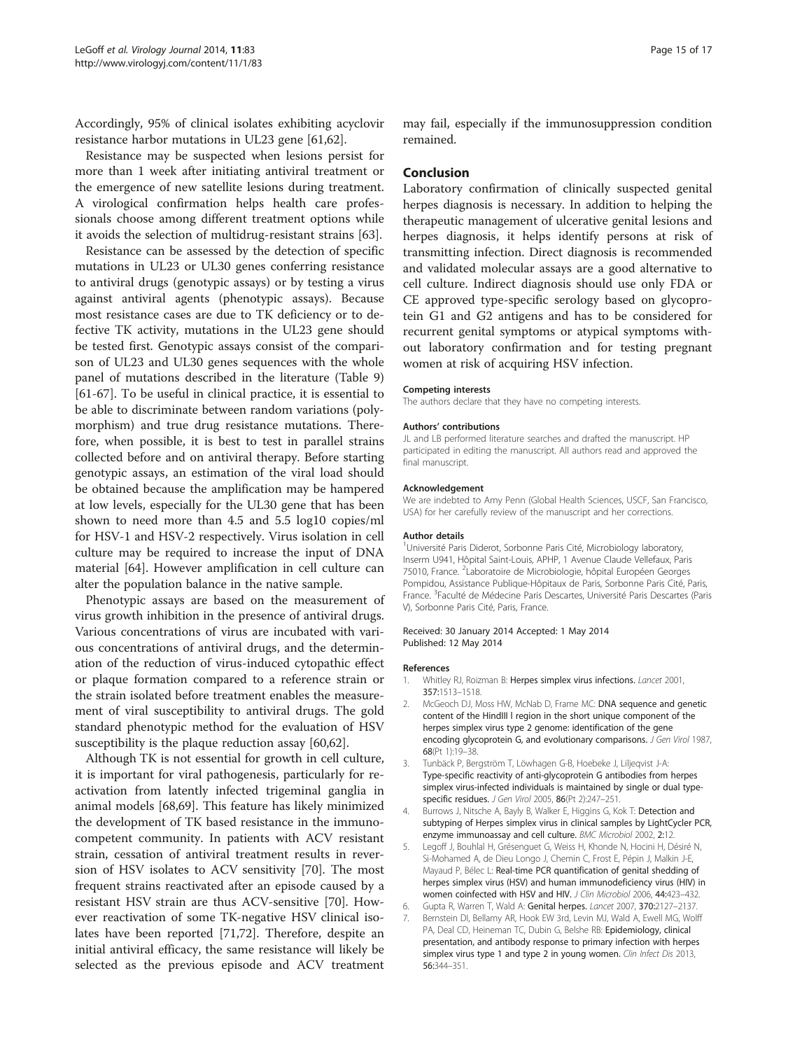Accordingly, 95% of clinical isolates exhibiting acyclovir resistance harbor mutations in UL23 gene [61,62].

Resistance may be suspected when lesions persist for more than 1 week after initiating antiviral treatment or the emergence of new satellite lesions during treatment. A virological confirmation helps health care professionals choose among different treatment options while it avoids the selection of multidrug-resistant strains [63].

Resistance can be assessed by the detection of specific mutations in UL23 or UL30 genes conferring resistance to antiviral drugs (genotypic assays) or by testing a virus against antiviral agents (phenotypic assays). Because most resistance cases are due to TK deficiency or to defective TK activity, mutations in the UL23 gene should be tested first. Genotypic assays consist of the comparison of UL23 and UL30 genes sequences with the whole panel of mutations described in the literature (Table 9) [61-67]. To be useful in clinical practice, it is essential to be able to discriminate between random variations (polymorphism) and true drug resistance mutations. Therefore, when possible, it is best to test in parallel strains collected before and on antiviral therapy. Before starting genotypic assays, an estimation of the viral load should be obtained because the amplification may be hampered at low levels, especially for the UL30 gene that has been shown to need more than 4.5 and 5.5 log10 copies/ml for HSV-1 and HSV-2 respectively. Virus isolation in cell culture may be required to increase the input of DNA material [64]. However amplification in cell culture can alter the population balance in the native sample.

Phenotypic assays are based on the measurement of virus growth inhibition in the presence of antiviral drugs. Various concentrations of virus are incubated with various concentrations of antiviral drugs, and the determination of the reduction of virus-induced cytopathic effect or plaque formation compared to a reference strain or the strain isolated before treatment enables the measurement of viral susceptibility to antiviral drugs. The gold standard phenotypic method for the evaluation of HSV susceptibility is the plaque reduction assay [60,62].

Although TK is not essential for growth in cell culture, it is important for viral pathogenesis, particularly for reactivation from latently infected trigeminal ganglia in animal models [68,69]. This feature has likely minimized the development of TK based resistance in the immunocompetent community. In patients with ACV resistant strain, cessation of antiviral treatment results in reversion of HSV isolates to ACV sensitivity [70]. The most frequent strains reactivated after an episode caused by a resistant HSV strain are thus ACV-sensitive [70]. However reactivation of some TK-negative HSV clinical isolates have been reported [71,72]. Therefore, despite an initial antiviral efficacy, the same resistance will likely be selected as the previous episode and ACV treatment may fail, especially if the immunosuppression condition remained.

## Conclusion

Laboratory confirmation of clinically suspected genital herpes diagnosis is necessary. In addition to helping the therapeutic management of ulcerative genital lesions and herpes diagnosis, it helps identify persons at risk of transmitting infection. Direct diagnosis is recommended and validated molecular assays are a good alternative to cell culture. Indirect diagnosis should use only FDA or CE approved type-specific serology based on glycoprotein G1 and G2 antigens and has to be considered for recurrent genital symptoms or atypical symptoms without laboratory confirmation and for testing pregnant women at risk of acquiring HSV infection.

#### Competing interests

The authors declare that they have no competing interests.

#### Authors' contributions

JL and LB performed literature searches and drafted the manuscript. HP participated in editing the manuscript. All authors read and approved the final manuscript.

#### Acknowledgement

We are indebted to Amy Penn (Global Health Sciences, USCF, San Francisco, USA) for her carefully review of the manuscript and her corrections.

#### Author details

[1]Université Paris Diderot, Sorbonne Paris Cité, Microbiology laboratory, Inserm U941, Hôpital Saint-Louis, APHP, 1 Avenue Claude Vellefaux, Paris 75010, France. [2]Laboratoire de Microbiologie, hôpital Européen Georges Pompidou, Assistance Publique-Hôpitaux de Paris, Sorbonne Paris Cité, Paris, France. [3]Faculté de Médecine Paris Descartes, Université Paris Descartes (Paris V), Sorbonne Paris Cité, Paris, France.

Received: 30 January 2014 Accepted: 1 May 2014
Published: 12 May 2014

#### References

1. Whitley RJ, Roizman B: **Herpes simplex virus infections.** *Lancet* 2001, **357:**1513–1518.
2. McGeoch DJ, Moss HW, McNab D, Frame MC: **DNA sequence and genetic content of the HindIII l region in the short unique component of the herpes simplex virus type 2 genome: identification of the gene encoding glycoprotein G, and evolutionary comparisons.** *J Gen Virol* 1987, **68**(Pt 1):19–38.
3. Tunbäck P, Bergström T, Löwhagen G-B, Hoebeke J, Liljeqvist J-A: **Type-specific reactivity of anti-glycoprotein G antibodies from herpes simplex virus-infected individuals is maintained by single or dual type-specific residues.** *J Gen Virol* 2005, **86**(Pt 2):247–251.
4. Burrows J, Nitsche A, Bayly B, Walker E, Higgins G, Kok T: **Detection and subtyping of Herpes simplex virus in clinical samples by LightCycler PCR, enzyme immunoassay and cell culture.** *BMC Microbiol* 2002, **2:**12.
5. Legoff J, Bouhlal H, Grésenguet G, Weiss H, Khonde N, Hocini H, Désiré N, Si-Mohamed A, de Dieu Longo J, Chemin C, Frost E, Pépin J, Malkin J-E, Mayaud P, Bélec L: **Real-time PCR quantification of genital shedding of herpes simplex virus (HSV) and human immunodeficiency virus (HIV) in women coinfected with HSV and HIV.** *J Clin Microbiol* 2006, **44:**423–432.
6. Gupta R, Warren T, Wald A: **Genital herpes.** *Lancet* 2007, **370:**2127–2137.
7. Bernstein DI, Bellamy AR, Hook EW 3rd, Levin MJ, Wald A, Ewell MG, Wolff PA, Deal CD, Heineman TC, Dubin G, Belshe RB: **Epidemiology, clinical presentation, and antibody response to primary infection with herpes simplex virus type 1 and type 2 in young women.** *Clin Infect Dis* 2013, **56:**344–351.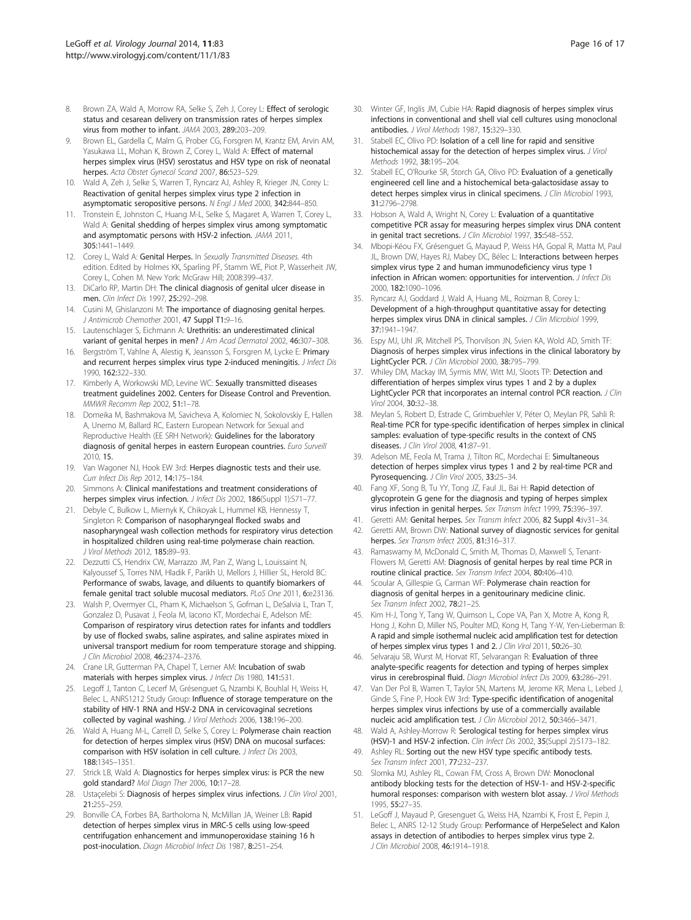8. Brown ZA, Wald A, Morrow RA, Selke S, Zeh J, Corey L: **Effect of serologic status and cesarean delivery on transmission rates of herpes simplex virus from mother to infant.** *JAMA* 2003, **289:**203–209.
9. Brown EL, Gardella C, Malm G, Prober CG, Forsgren M, Krantz EM, Arvin AM, Yasukawa LL, Mohan K, Brown Z, Corey L, Wald A: **Effect of maternal herpes simplex virus (HSV) serostatus and HSV type on risk of neonatal herpes.** *Acta Obstet Gynecol Scand* 2007, **86:**523–529.
10. Wald A, Zeh J, Selke S, Warren T, Ryncarz AJ, Ashley R, Krieger JN, Corey L: **Reactivation of genital herpes simplex virus type 2 infection in asymptomatic seropositive persons.** *N Engl J Med* 2000, **342:**844–850.
11. Tronstein E, Johnston C, Huang M-L, Selke S, Magaret A, Warren T, Corey L, Wald A: **Genital shedding of herpes simplex virus among symptomatic and asymptomatic persons with HSV-2 infection.** *JAMA* 2011, **305:**1441–1449.
12. Corey L, Wald A: **Genital Herpes.** In *Sexually Transmitted Diseases.* 4th edition. Edited by Holmes KK, Sparling PF, Stamm WE, Piot P, Wasserheit JW, Corey L, Cohen M. New York: McGraw Hill; 2008:399–437.
13. DiCarlo RP, Martin DH: **The clinical diagnosis of genital ulcer disease in men.** *Clin Infect Dis* 1997, **25:**292–298.
14. Cusini M, Ghislanzoni M: **The importance of diagnosing genital herpes.** *J Antimicrob Chemother* 2001, **47 Suppl T1:**9–16.
15. Lautenschlager S, Eichmann A: **Urethritis: an underestimated clinical variant of genital herpes in men?** *J Am Acad Dermatol* 2002, **46:**307–308.
16. Bergström T, Vahlne A, Alestig K, Jeansson S, Forsgren M, Lycke E: **Primary and recurrent herpes simplex virus type 2-induced meningitis.** *J Infect Dis* 1990, **162:**322–330.
17. Kimberly A, Workowski MD, Levine WC: **Sexually transmitted diseases treatment guidelines 2002. Centers for Disease Control and Prevention.** *MMWR Recomm Rep* 2002, **51:**1–78.
18. Domeika M, Bashmakova M, Savicheva A, Kolomiec N, Sokolovskiy E, Hallen A, Unemo M, Ballard RC, Eastern European Network for Sexual and Reproductive Health (EE SRH Network): **Guidelines for the laboratory diagnosis of genital herpes in eastern European countries.** *Euro Surveill* 2010, **15.**
19. Van Wagoner NJ, Hook EW 3rd: **Herpes diagnostic tests and their use.** *Curr Infect Dis Rep* 2012, **14:**175–184.
20. Simmons A: **Clinical manifestations and treatment considerations of herpes simplex virus infection.** *J Infect Dis* 2002, **186**(Suppl 1):S71–77.
21. Debyle C, Bulkow L, Miernyk K, Chikoyak L, Hummel KB, Hennessy T, Singleton R: **Comparison of nasopharyngeal flocked swabs and nasopharyngeal wash collection methods for respiratory virus detection in hospitalized children using real-time polymerase chain reaction.** *J Virol Methods* 2012, **185:**89–93.
22. Dezzutti CS, Hendrix CW, Marrazzo JM, Pan Z, Wang L, Louissaint N, Kalyoussef S, Torres NM, Hladik F, Parikh U, Mellors J, Hillier SL, Herold BC: **Performance of swabs, lavage, and diluents to quantify biomarkers of female genital tract soluble mucosal mediators.** *PLoS One* 2011, **6:**e23136.
23. Walsh P, Overmyer CL, Pham K, Michaelson S, Gofman L, DeSalvia L, Tran T, Gonzalez D, Pusavat J, Feola M, Iacono KT, Mordechai E, Adelson ME: **Comparison of respiratory virus detection rates for infants and toddlers by use of flocked swabs, saline aspirates, and saline aspirates mixed in universal transport medium for room temperature storage and shipping.** *J Clin Microbiol* 2008, **46:**2374–2376.
24. Crane LR, Gutterman PA, Chapel T, Lerner AM: **Incubation of swab materials with herpes simplex virus.** *J Infect Dis* 1980, **141:**531.
25. Legoff J, Tanton C, Lecerf M, Grésenguet G, Nzambi K, Bouhlal H, Weiss H, Belec L, ANRS1212 Study Group: **Influence of storage temperature on the stability of HIV-1 RNA and HSV-2 DNA in cervicovaginal secretions collected by vaginal washing.** *J Virol Methods* 2006, **138:**196–200.
26. Wald A, Huang M-L, Carrell D, Selke S, Corey L: **Polymerase chain reaction for detection of herpes simplex virus (HSV) DNA on mucosal surfaces: comparison with HSV isolation in cell culture.** *J Infect Dis* 2003, **188:**1345–1351.
27. Strick LB, Wald A: **Diagnostics for herpes simplex virus: is PCR the new gold standard?** *Mol Diagn Ther* 2006, **10:**17–28.
28. Ustaçelebi S: **Diagnosis of herpes simplex virus infections.** *J Clin Virol* 2001, **21:**255–259.
29. Bonville CA, Forbes BA, Bartholoma N, McMillan JA, Weiner LB: **Rapid detection of herpes simplex virus in MRC-5 cells using low-speed centrifugation enhancement and immunoperoxidase staining 16 h post-inoculation.** *Diagn Microbiol Infect Dis* 1987, **8:**251–254.
30. Winter GF, Inglis JM, Cubie HA: **Rapid diagnosis of herpes simplex virus infections in conventional and shell vial cell cultures using monoclonal antibodies.** *J Virol Methods* 1987, **15:**329–330.
31. Stabell EC, Olivo PD: **Isolation of a cell line for rapid and sensitive histochemical assay for the detection of herpes simplex virus.** *J Virol Methods* 1992, **38:**195–204.
32. Stabell EC, O'Rourke SR, Storch GA, Olivo PD: **Evaluation of a genetically engineered cell line and a histochemical beta-galactosidase assay to detect herpes simplex virus in clinical specimens.** *J Clin Microbiol* 1993, **31:**2796–2798.
33. Hobson A, Wald A, Wright N, Corey L: **Evaluation of a quantitative competitive PCR assay for measuring herpes simplex virus DNA content in genital tract secretions.** *J Clin Microbiol* 1997, **35:**548–552.
34. Mbopi-Kéou FX, Grésenguet G, Mayaud P, Weiss HA, Gopal R, Matta M, Paul JL, Brown DW, Hayes RJ, Mabey DC, Bélec L: **Interactions between herpes simplex virus type 2 and human immunodeficiency virus type 1 infection in African women: opportunities for intervention.** *J Infect Dis* 2000, **182:**1090–1096.
35. Ryncarz AJ, Goddard J, Wald A, Huang ML, Roizman B, Corey L: **Development of a high-throughput quantitative assay for detecting herpes simplex virus DNA in clinical samples.** *J Clin Microbiol* 1999, **37:**1941–1947.
36. Espy MJ, Uhl JR, Mitchell PS, Thorvilson JN, Svien KA, Wold AD, Smith TF: **Diagnosis of herpes simplex virus infections in the clinical laboratory by LightCycler PCR.** *J Clin Microbiol* 2000, **38:**795–799.
37. Whiley DM, Mackay IM, Syrmis MW, Witt MJ, Sloots TP: **Detection and differentiation of herpes simplex virus types 1 and 2 by a duplex LightCycler PCR that incorporates an internal control PCR reaction.** *J Clin Virol* 2004, **30:**32–38.
38. Meylan S, Robert D, Estrade C, Grimbuehler V, Péter O, Meylan PR, Sahli R: **Real-time PCR for type-specific identification of herpes simplex in clinical samples: evaluation of type-specific results in the context of CNS diseases.** *J Clin Virol* 2008, **41:**87–91.
39. Adelson ME, Feola M, Trama J, Tilton RC, Mordechai E: **Simultaneous detection of herpes simplex virus types 1 and 2 by real-time PCR and Pyrosequencing.** *J Clin Virol* 2005, **33:**25–34.
40. Fang XF, Song B, Tu YY, Tong JZ, Faul JL, Bai H: **Rapid detection of glycoprotein G gene for the diagnosis and typing of herpes simplex virus infection in genital herpes.** *Sex Transm Infect* 1999, **75:**396–397.
41. Geretti AM: **Genital herpes.** *Sex Transm Infect* 2006, **82 Suppl 4:**iv31–34.
42. Geretti AM, Brown DW: **National survey of diagnostic services for genital herpes.** *Sex Transm Infect* 2005, **81:**316–317.
43. Ramaswamy M, McDonald C, Smith M, Thomas D, Maxwell S, Tenant-Flowers M, Geretti AM: **Diagnosis of genital herpes by real time PCR in routine clinical practice.** *Sex Transm Infect* 2004, **80:**406–410.
44. Scoular A, Gillespie G, Carman WF: **Polymerase chain reaction for diagnosis of genital herpes in a genitourinary medicine clinic.** *Sex Transm Infect* 2002, **78:**21–25.
45. Kim H-J, Tong Y, Tang W, Quimson L, Cope VA, Pan X, Motre A, Kong R, Hong J, Kohn D, Miller NS, Poulter MD, Kong H, Tang Y-W, Yen-Lieberman B: **A rapid and simple isothermal nucleic acid amplification test for detection of herpes simplex virus types 1 and 2.** *J Clin Virol* 2011, **50:**26–30.
46. Selvaraju SB, Wurst M, Horvat RT, Selvarangan R: **Evaluation of three analyte-specific reagents for detection and typing of herpes simplex virus in cerebrospinal fluid.** *Diagn Microbiol Infect Dis* 2009, **63:**286–291.
47. Van Der Pol B, Warren T, Taylor SN, Martens M, Jerome KR, Mena L, Lebed J, Ginde S, Fine P, Hook EW 3rd: **Type-specific identification of anogenital herpes simplex virus infections by use of a commercially available nucleic acid amplification test.** *J Clin Microbiol* 2012, **50:**3466–3471.
48. Wald A, Ashley-Morrow R: **Serological testing for herpes simplex virus (HSV)-1 and HSV-2 infection.** *Clin Infect Dis* 2002, **35**(Suppl 2):S173–182.
49. Ashley RL: **Sorting out the new HSV type specific antibody tests.** *Sex Transm Infect* 2001, **77:**232–237.
50. Slomka MJ, Ashley RL, Cowan FM, Cross A, Brown DW: **Monoclonal antibody blocking tests for the detection of HSV-1- and HSV-2-specific humoral responses: comparison with western blot assay.** *J Virol Methods* 1995, **55:**27–35.
51. LeGoff J, Mayaud P, Gresenguet G, Weiss HA, Nzambi K, Frost E, Pepin J, Belec L, ANRS 12-12 Study Group: **Performance of HerpeSelect and Kalon assays in detection of antibodies to herpes simplex virus type 2.** *J Clin Microbiol* 2008, **46:**1914–1918.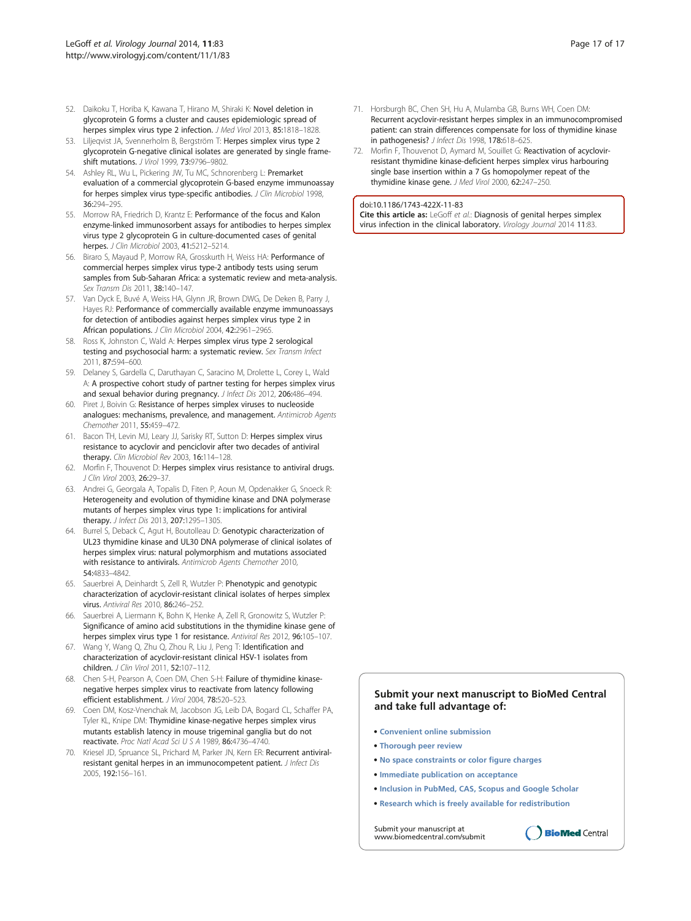52. Daikoku T, Horiba K, Kawana T, Hirano M, Shiraki K: **Novel deletion in glycoprotein G forms a cluster and causes epidemiologic spread of herpes simplex virus type 2 infection.** *J Med Virol* 2013, **85**:1818–1828.
53. Liljeqvist JA, Svennerholm B, Bergström T: **Herpes simplex virus type 2 glycoprotein G-negative clinical isolates are generated by single frame-shift mutations.** *J Virol* 1999, **73**:9796–9802.
54. Ashley RL, Wu L, Pickering JW, Tu MC, Schnorenberg L: **Premarket evaluation of a commercial glycoprotein G-based enzyme immunoassay for herpes simplex virus type-specific antibodies.** *J Clin Microbiol* 1998, **36**:294–295.
55. Morrow RA, Friedrich D, Krantz E: **Performance of the focus and Kalon enzyme-linked immunosorbent assays for antibodies to herpes simplex virus type 2 glycoprotein G in culture-documented cases of genital herpes.** *J Clin Microbiol* 2003, **41**:5212–5214.
56. Biraro S, Mayaud P, Morrow RA, Grosskurth H, Weiss HA: **Performance of commercial herpes simplex virus type-2 antibody tests using serum samples from Sub-Saharan Africa: a systematic review and meta-analysis.** *Sex Transm Dis* 2011, **38**:140–147.
57. Van Dyck E, Buvé A, Weiss HA, Glynn JR, Brown DWG, De Deken B, Parry J, Hayes RJ: **Performance of commercially available enzyme immunoassays for detection of antibodies against herpes simplex virus type 2 in African populations.** *J Clin Microbiol* 2004, **42**:2961–2965.
58. Ross K, Johnston C, Wald A: **Herpes simplex virus type 2 serological testing and psychosocial harm: a systematic review.** *Sex Transm Infect* 2011, **87**:594–600.
59. Delaney S, Gardella C, Daruthayan C, Saracino M, Drolette L, Corey L, Wald A: **A prospective cohort study of partner testing for herpes simplex virus and sexual behavior during pregnancy.** *J Infect Dis* 2012, **206**:486–494.
60. Piret J, Boivin G: **Resistance of herpes simplex viruses to nucleoside analogues: mechanisms, prevalence, and management.** *Antimicrob Agents Chemother* 2011, **55**:459–472.
61. Bacon TH, Levin MJ, Leary JJ, Sarisky RT, Sutton D: **Herpes simplex virus resistance to acyclovir and penciclovir after two decades of antiviral therapy.** *Clin Microbiol Rev* 2003, **16**:114–128.
62. Morfin F, Thouvenot D: **Herpes simplex virus resistance to antiviral drugs.** *J Clin Virol* 2003, **26**:29–37.
63. Andrei G, Georgala A, Topalis D, Fiten P, Aoun M, Opdenakker G, Snoeck R: **Heterogeneity and evolution of thymidine kinase and DNA polymerase mutants of herpes simplex virus type 1: implications for antiviral therapy.** *J Infect Dis* 2013, **207**:1295–1305.
64. Burrel S, Deback C, Agut H, Boutolleau D: **Genotypic characterization of UL23 thymidine kinase and UL30 DNA polymerase of clinical isolates of herpes simplex virus: natural polymorphism and mutations associated with resistance to antivirals.** *Antimicrob Agents Chemother* 2010, **54**:4833–4842.
65. Sauerbrei A, Deinhardt S, Zell R, Wutzler P: **Phenotypic and genotypic characterization of acyclovir-resistant clinical isolates of herpes simplex virus.** *Antiviral Res* 2010, **86**:246–252.
66. Sauerbrei A, Liermann K, Bohn K, Henke A, Zell R, Gronowitz S, Wutzler P: **Significance of amino acid substitutions in the thymidine kinase gene of herpes simplex virus type 1 for resistance.** *Antiviral Res* 2012, **96**:105–107.
67. Wang Y, Wang Q, Zhu Q, Zhou R, Liu J, Peng T: **Identification and characterization of acyclovir-resistant clinical HSV-1 isolates from children.** *J Clin Virol* 2011, **52**:107–112.
68. Chen S-H, Pearson A, Coen DM, Chen S-H: **Failure of thymidine kinase-negative herpes simplex virus to reactivate from latency following efficient establishment.** *J Virol* 2004, **78**:520–523.
69. Coen DM, Kosz-Vnenchak M, Jacobson JG, Leib DA, Bogard CL, Schaffer PA, Tyler KL, Knipe DM: **Thymidine kinase-negative herpes simplex virus mutants establish latency in mouse trigeminal ganglia but do not reactivate.** *Proc Natl Acad Sci U S A* 1989, **86**:4736–4740.
70. Kriesel JD, Spruance SL, Prichard M, Parker JN, Kern ER: **Recurrent antiviral-resistant genital herpes in an immunocompetent patient.** *J Infect Dis* 2005, **192**:156–161.
71. Horsburgh BC, Chen SH, Hu A, Mulamba GB, Burns WH, Coen DM: **Recurrent acyclovir-resistant herpes simplex in an immunocompromised patient: can strain differences compensate for loss of thymidine kinase in pathogenesis?** *J Infect Dis* 1998, **178**:618–625.
72. Morfin F, Thouvenot D, Aymard M, Souillet G: **Reactivation of acyclovir-resistant thymidine kinase-deficient herpes simplex virus harbouring single base insertion within a 7 Gs homopolymer repeat of the thymidine kinase gene.** *J Med Virol* 2000, **62**:247–250.

doi:10.1186/1743-422X-11-83
**Cite this article as:** LeGoff *et al.*: Diagnosis of genital herpes simplex virus infection in the clinical laboratory. *Virology Journal* 2014 **11**:83.

**Submit your next manuscript to BioMed Central and take full advantage of:**

- **Convenient online submission**
- **Thorough peer review**
- **No space constraints or color figure charges**
- **Immediate publication on acceptance**
- **Inclusion in PubMed, CAS, Scopus and Google Scholar**
- **Research which is freely available for redistribution**

Submit your manuscript at
www.biomedcentral.com/submit

BioMed Central